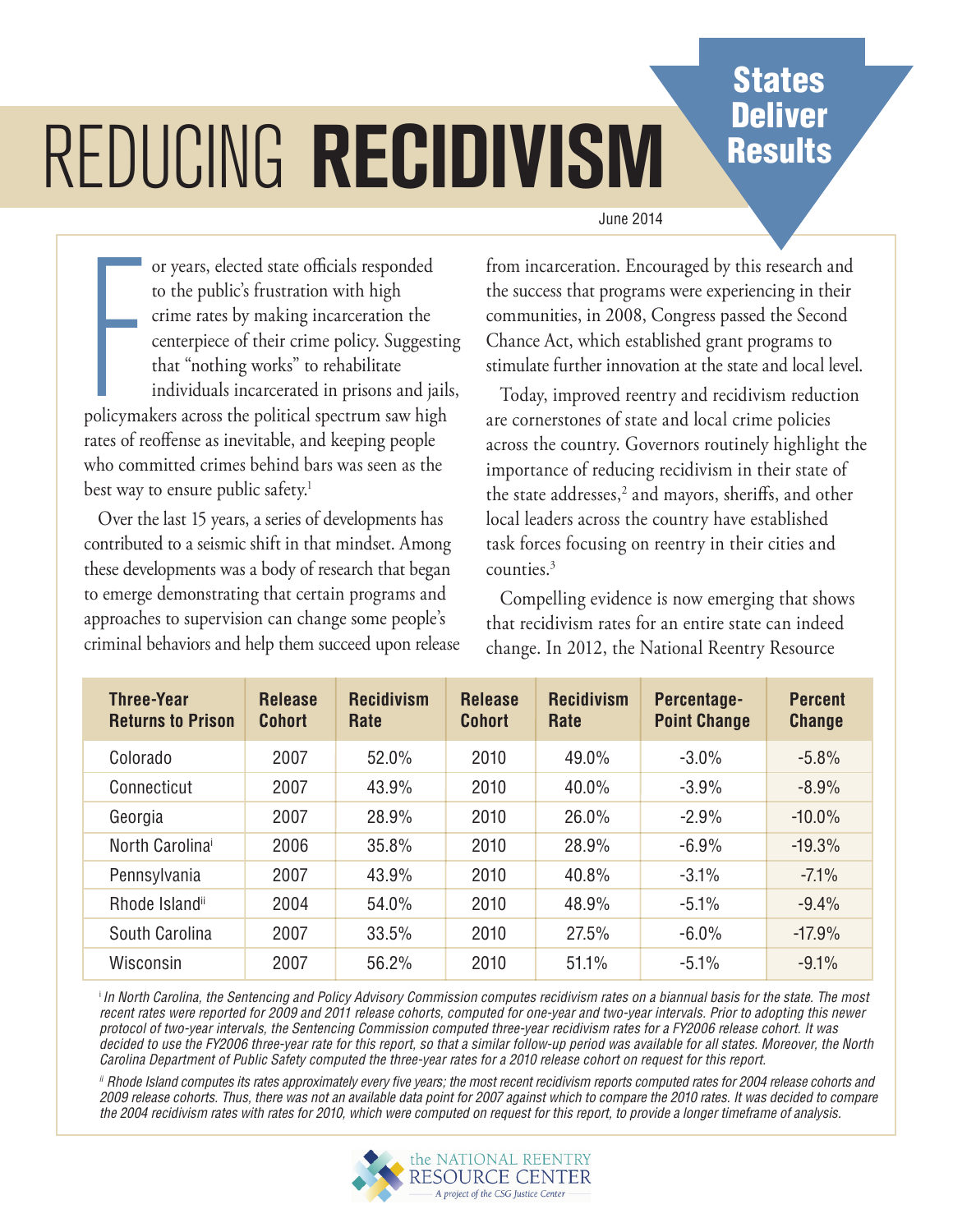# REDUCING **RECIDIVISM**

**States Deliver Results**

June 2014

For years, elected state officials responded to the public's frustration with high crime rates by making incarceration the centerpiece of their crime policy. Suggesting that "nothing works" to rehabilitate individuals incarcerated in prisons and jails, policymakers across the political spectrum saw high rates of reoffense as inevitable, and keeping people who committed crimes behind bars was seen as the best way to ensure public safety.[1]

Over the last 15 years, a series of developments has contributed to a seismic shift in that mindset. Among these developments was a body of research that began to emerge demonstrating that certain programs and approaches to supervision can change some people's criminal behaviors and help them succeed upon release from incarceration. Encouraged by this research and the success that programs were experiencing in their communities, in 2008, Congress passed the Second Chance Act, which established grant programs to stimulate further innovation at the state and local level.

Today, improved reentry and recidivism reduction are cornerstones of state and local crime policies across the country. Governors routinely highlight the importance of reducing recidivism in their state of the state addresses,[2] and mayors, sheriffs, and other local leaders across the country have established task forces focusing on reentry in their cities and counties.[3]

Compelling evidence is now emerging that shows that recidivism rates for an entire state can indeed change. In 2012, the National Reentry Resource

| Three-Year Returns to Prison | Release Cohort | Recidivism Rate | Release Cohort | Recidivism Rate | Percentage-Point Change | Percent Change |
|---|---|---|---|---|---|---|
| Colorado | 2007 | 52.0% | 2010 | 49.0% | -3.0% | -5.8% |
| Connecticut | 2007 | 43.9% | 2010 | 40.0% | -3.9% | -8.9% |
| Georgia | 2007 | 28.9% | 2010 | 26.0% | -2.9% | -10.0% |
| North Carolina[i] | 2006 | 35.8% | 2010 | 28.9% | -6.9% | -19.3% |
| Pennsylvania | 2007 | 43.9% | 2010 | 40.8% | -3.1% | -7.1% |
| Rhode Island[ii] | 2004 | 54.0% | 2010 | 48.9% | -5.1% | -9.4% |
| South Carolina | 2007 | 33.5% | 2010 | 27.5% | -6.0% | -17.9% |
| Wisconsin | 2007 | 56.2% | 2010 | 51.1% | -5.1% | -9.1% |

*[i] In North Carolina, the Sentencing and Policy Advisory Commission computes recidivism rates on a biannual basis for the state. The most recent rates were reported for 2009 and 2011 release cohorts, computed for one-year and two-year intervals. Prior to adopting this newer protocol of two-year intervals, the Sentencing Commission computed three-year recidivism rates for a FY2006 release cohort. It was decided to use the FY2006 three-year rate for this report, so that a similar follow-up period was available for all states. Moreover, the North Carolina Department of Public Safety computed the three-year rates for a 2010 release cohort on request for this report.*

*[ii] Rhode Island computes its rates approximately every five years; the most recent recidivism reports computed rates for 2004 release cohorts and 2009 release cohorts. Thus, there was not an available data point for 2007 against which to compare the 2010 rates. It was decided to compare the 2004 recidivism rates with rates for 2010, which were computed on request for this report, to provide a longer timeframe of analysis.*

the NATIONAL REENTRY RESOURCE CENTER
A project of the CSG Justice Center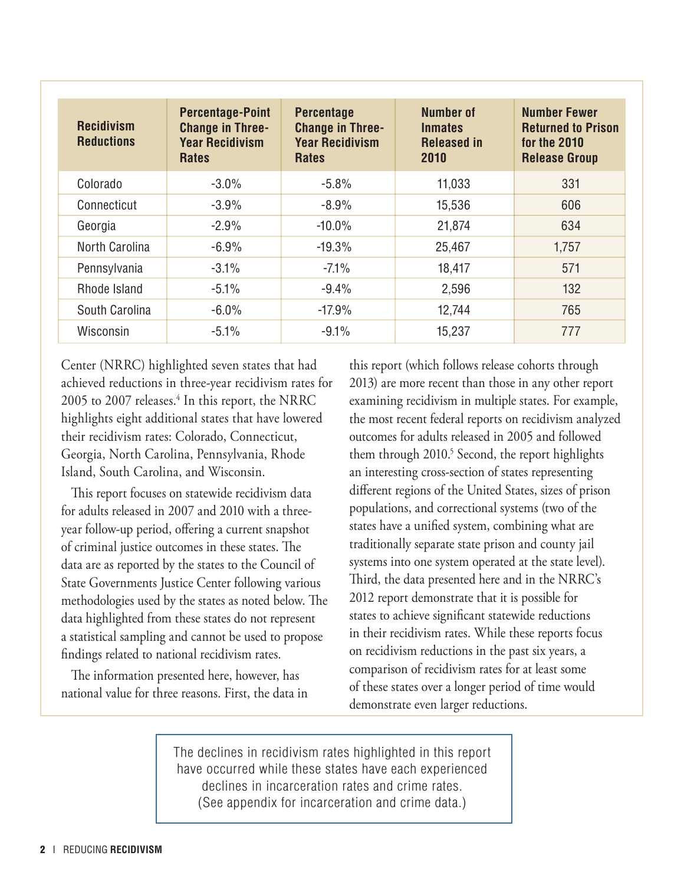| Recidivism Reductions | Percentage-Point Change in Three-Year Recidivism Rates | Percentage Change in Three-Year Recidivism Rates | Number of Inmates Released in 2010 | Number Fewer Returned to Prison for the 2010 Release Group |
|---|---|---|---|---|
| Colorado | -3.0% | -5.8% | 11,033 | 331 |
| Connecticut | -3.9% | -8.9% | 15,536 | 606 |
| Georgia | -2.9% | -10.0% | 21,874 | 634 |
| North Carolina | -6.9% | -19.3% | 25,467 | 1,757 |
| Pennsylvania | -3.1% | -7.1% | 18,417 | 571 |
| Rhode Island | -5.1% | -9.4% | 2,596 | 132 |
| South Carolina | -6.0% | -17.9% | 12,744 | 765 |
| Wisconsin | -5.1% | -9.1% | 15,237 | 777 |

Center (NRRC) highlighted seven states that had achieved reductions in three-year recidivism rates for 2005 to 2007 releases.[4] In this report, the NRRC highlights eight additional states that have lowered their recidivism rates: Colorado, Connecticut, Georgia, North Carolina, Pennsylvania, Rhode Island, South Carolina, and Wisconsin.

This report focuses on statewide recidivism data for adults released in 2007 and 2010 with a three-year follow-up period, offering a current snapshot of criminal justice outcomes in these states. The data are as reported by the states to the Council of State Governments Justice Center following various methodologies used by the states as noted below. The data highlighted from these states do not represent a statistical sampling and cannot be used to propose findings related to national recidivism rates.

The information presented here, however, has national value for three reasons. First, the data in this report (which follows release cohorts through 2013) are more recent than those in any other report examining recidivism in multiple states. For example, the most recent federal reports on recidivism analyzed outcomes for adults released in 2005 and followed them through 2010.[5] Second, the report highlights an interesting cross-section of states representing different regions of the United States, sizes of prison populations, and correctional systems (two of the states have a unified system, combining what are traditionally separate state prison and county jail systems into one system operated at the state level). Third, the data presented here and in the NRRC's 2012 report demonstrate that it is possible for states to achieve significant statewide reductions in their recidivism rates. While these reports focus on recidivism reductions in the past six years, a comparison of recidivism rates for at least some of these states over a longer period of time would demonstrate even larger reductions.

The declines in recidivism rates highlighted in this report have occurred while these states have each experienced declines in incarceration rates and crime rates. (See appendix for incarceration and crime data.)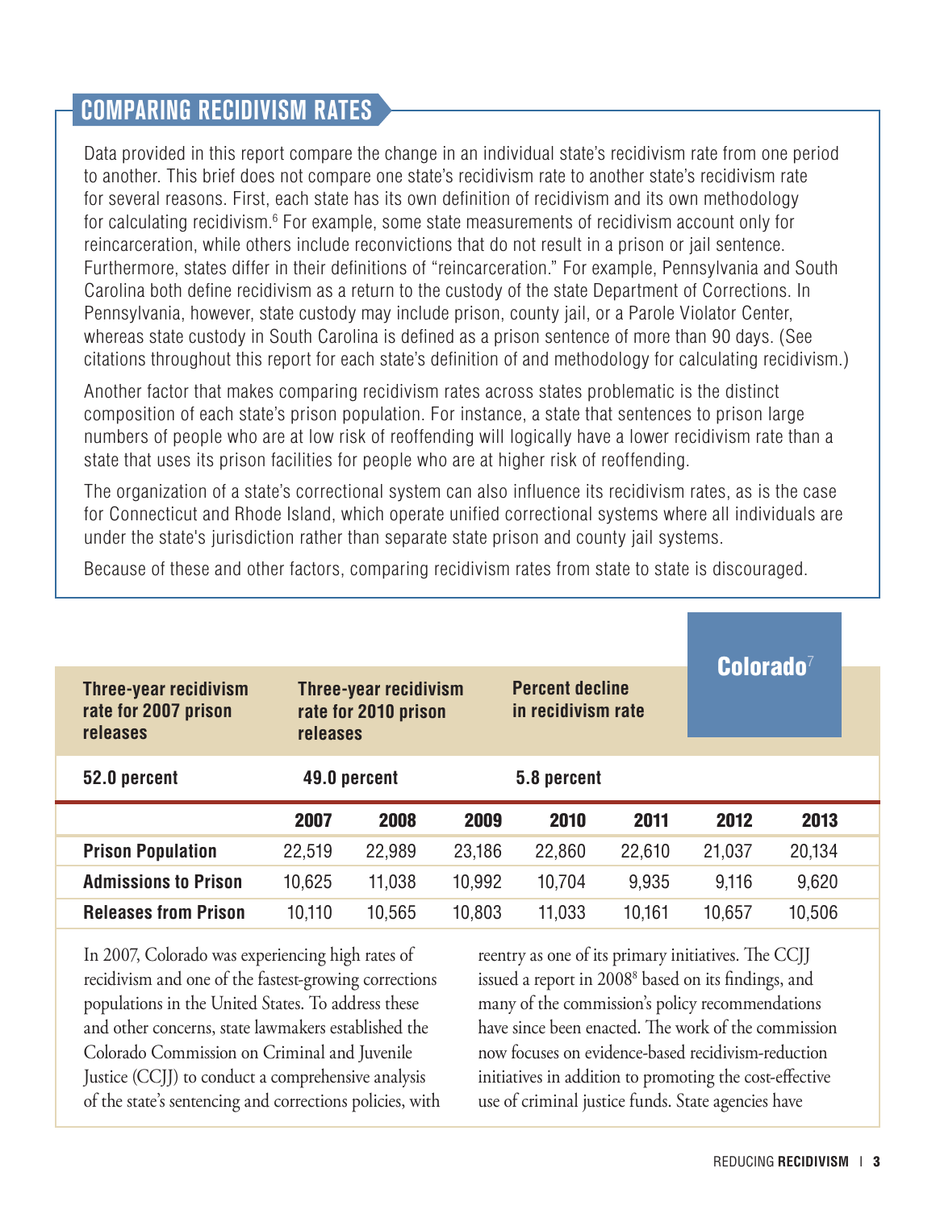## COMPARING RECIDIVISM RATES

Data provided in this report compare the change in an individual state's recidivism rate from one period to another. This brief does not compare one state's recidivism rate to another state's recidivism rate for several reasons. First, each state has its own definition of recidivism and its own methodology for calculating recidivism.[6] For example, some state measurements of recidivism account only for reincarceration, while others include reconvictions that do not result in a prison or jail sentence. Furthermore, states differ in their definitions of "reincarceration." For example, Pennsylvania and South Carolina both define recidivism as a return to the custody of the state Department of Corrections. In Pennsylvania, however, state custody may include prison, county jail, or a Parole Violator Center, whereas state custody in South Carolina is defined as a prison sentence of more than 90 days. (See citations throughout this report for each state's definition of and methodology for calculating recidivism.)

Another factor that makes comparing recidivism rates across states problematic is the distinct composition of each state's prison population. For instance, a state that sentences to prison large numbers of people who are at low risk of reoffending will logically have a lower recidivism rate than a state that uses its prison facilities for people who are at higher risk of reoffending.

The organization of a state's correctional system can also influence its recidivism rates, as is the case for Connecticut and Rhode Island, which operate unified correctional systems where all individuals are under the state's jurisdiction rather than separate state prison and county jail systems.

Because of these and other factors, comparing recidivism rates from state to state is discouraged.

## Colorado[7]

| Three-year recidivism rate for 2007 prison releases | Three-year recidivism rate for 2010 prison releases | Percent decline in recidivism rate |
|---|---|---|
| 52.0 percent | 49.0 percent | 5.8 percent |

| | 2007 | 2008 | 2009 | 2010 | 2011 | 2012 | 2013 |
|---|---|---|---|---|---|---|---|
| **Prison Population** | 22,519 | 22,989 | 23,186 | 22,860 | 22,610 | 21,037 | 20,134 |
| **Admissions to Prison** | 10,625 | 11,038 | 10,992 | 10,704 | 9,935 | 9,116 | 9,620 |
| **Releases from Prison** | 10,110 | 10,565 | 10,803 | 11,033 | 10,161 | 10,657 | 10,506 |

In 2007, Colorado was experiencing high rates of recidivism and one of the fastest-growing corrections populations in the United States. To address these and other concerns, state lawmakers established the Colorado Commission on Criminal and Juvenile Justice (CCJJ) to conduct a comprehensive analysis of the state's sentencing and corrections policies, with reentry as one of its primary initiatives. The CCJJ issued a report in 2008[8] based on its findings, and many of the commission's policy recommendations have since been enacted. The work of the commission now focuses on evidence-based recidivism-reduction initiatives in addition to promoting the cost-effective use of criminal justice funds. State agencies have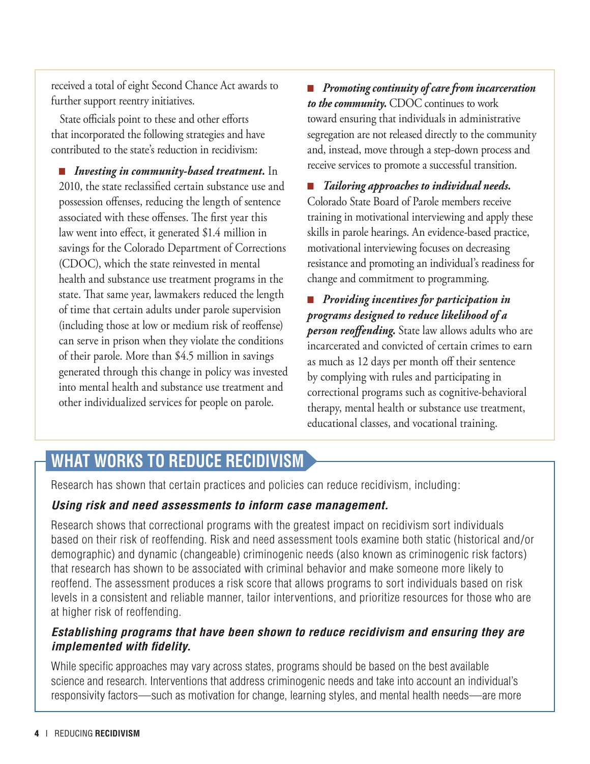received a total of eight Second Chance Act awards to further support reentry initiatives.

State officials point to these and other efforts that incorporated the following strategies and have contributed to the state's reduction in recidivism:

- ***Investing in community-based treatment.*** In 2010, the state reclassified certain substance use and possession offenses, reducing the length of sentence associated with these offenses. The first year this law went into effect, it generated $1.4 million in savings for the Colorado Department of Corrections (CDOC), which the state reinvested in mental health and substance use treatment programs in the state. That same year, lawmakers reduced the length of time that certain adults under parole supervision (including those at low or medium risk of reoffense) can serve in prison when they violate the conditions of their parole. More than $4.5 million in savings generated through this change in policy was invested into mental health and substance use treatment and other individualized services for people on parole.

- ***Promoting continuity of care from incarceration to the community.*** CDOC continues to work toward ensuring that individuals in administrative segregation are not released directly to the community and, instead, move through a step-down process and receive services to promote a successful transition.

- ***Tailoring approaches to individual needs.*** Colorado State Board of Parole members receive training in motivational interviewing and apply these skills in parole hearings. An evidence-based practice, motivational interviewing focuses on decreasing resistance and promoting an individual's readiness for change and commitment to programming.

- ***Providing incentives for participation in programs designed to reduce likelihood of a person reoffending.*** State law allows adults who are incarcerated and convicted of certain crimes to earn as much as 12 days per month off their sentence by complying with rules and participating in correctional programs such as cognitive-behavioral therapy, mental health or substance use treatment, educational classes, and vocational training.

## WHAT WORKS TO REDUCE RECIDIVISM

Research has shown that certain practices and policies can reduce recidivism, including:

***Using risk and need assessments to inform case management.***

Research shows that correctional programs with the greatest impact on recidivism sort individuals based on their risk of reoffending. Risk and need assessment tools examine both static (historical and/or demographic) and dynamic (changeable) criminogenic needs (also known as criminogenic risk factors) that research has shown to be associated with criminal behavior and make someone more likely to reoffend. The assessment produces a risk score that allows programs to sort individuals based on risk levels in a consistent and reliable manner, tailor interventions, and prioritize resources for those who are at higher risk of reoffending.

***Establishing programs that have been shown to reduce recidivism and ensuring they are implemented with fidelity.***

While specific approaches may vary across states, programs should be based on the best available science and research. Interventions that address criminogenic needs and take into account an individual's responsivity factors—such as motivation for change, learning styles, and mental health needs—are more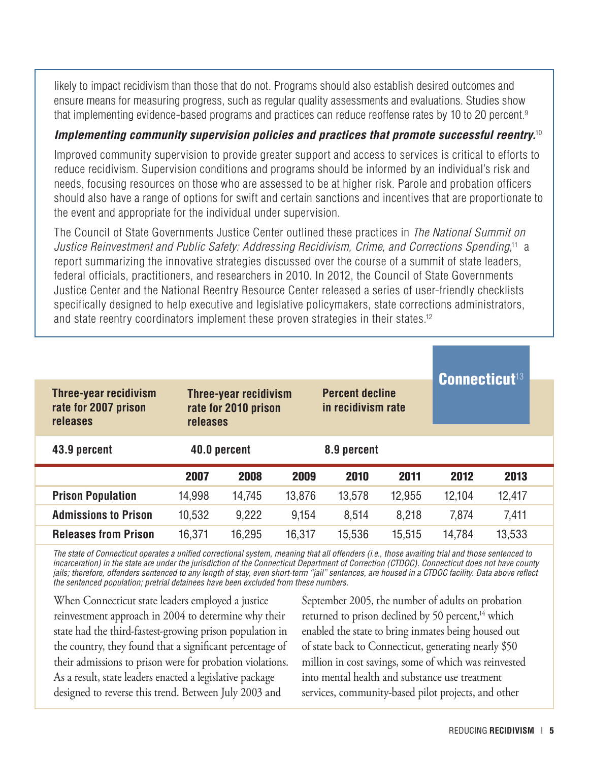likely to impact recidivism than those that do not. Programs should also establish desired outcomes and ensure means for measuring progress, such as regular quality assessments and evaluations. Studies show that implementing evidence-based programs and practices can reduce reoffense rates by 10 to 20 percent.[9]

***Implementing community supervision policies and practices that promote successful reentry.***[10]

Improved community supervision to provide greater support and access to services is critical to efforts to reduce recidivism. Supervision conditions and programs should be informed by an individual's risk and needs, focusing resources on those who are assessed to be at higher risk. Parole and probation officers should also have a range of options for swift and certain sanctions and incentives that are proportionate to the event and appropriate for the individual under supervision.

The Council of State Governments Justice Center outlined these practices in *The National Summit on Justice Reinvestment and Public Safety: Addressing Recidivism, Crime, and Corrections Spending,*[11] a report summarizing the innovative strategies discussed over the course of a summit of state leaders, federal officials, practitioners, and researchers in 2010. In 2012, the Council of State Governments Justice Center and the National Reentry Resource Center released a series of user-friendly checklists specifically designed to help executive and legislative policymakers, state corrections administrators, and state reentry coordinators implement these proven strategies in their states.[12]

## Connecticut[13]

| Three-year recidivism rate for 2007 prison releases | Three-year recidivism rate for 2010 prison releases | Percent decline in recidivism rate |
|---|---|---|
| 43.9 percent | 40.0 percent | 8.9 percent |

| | 2007 | 2008 | 2009 | 2010 | 2011 | 2012 | 2013 |
|---|---|---|---|---|---|---|---|
| **Prison Population** | 14,998 | 14,745 | 13,876 | 13,578 | 12,955 | 12,104 | 12,417 |
| **Admissions to Prison** | 10,532 | 9,222 | 9,154 | 8,514 | 8,218 | 7,874 | 7,411 |
| **Releases from Prison** | 16,371 | 16,295 | 16,317 | 15,536 | 15,515 | 14,784 | 13,533 |

*The state of Connecticut operates a unified correctional system, meaning that all offenders (i.e., those awaiting trial and those sentenced to incarceration) in the state are under the jurisdiction of the Connecticut Department of Correction (CTDOC). Connecticut does not have county jails; therefore, offenders sentenced to any length of stay, even short-term "jail" sentences, are housed in a CTDOC facility. Data above reflect the sentenced population; pretrial detainees have been excluded from these numbers.*

When Connecticut state leaders employed a justice reinvestment approach in 2004 to determine why their state had the third-fastest-growing prison population in the country, they found that a significant percentage of their admissions to prison were for probation violations. As a result, state leaders enacted a legislative package designed to reverse this trend. Between July 2003 and September 2005, the number of adults on probation returned to prison declined by 50 percent,[14] which enabled the state to bring inmates being housed out of state back to Connecticut, generating nearly $50 million in cost savings, some of which was reinvested into mental health and substance use treatment services, community-based pilot projects, and other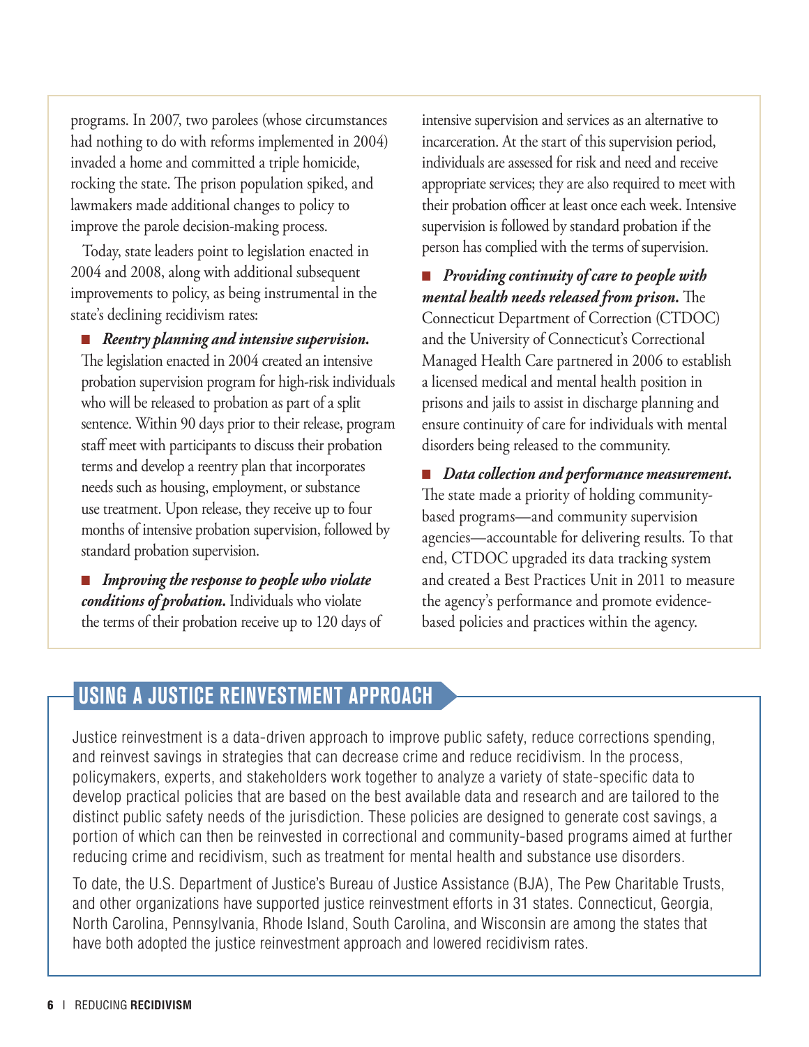programs. In 2007, two parolees (whose circumstances had nothing to do with reforms implemented in 2004) invaded a home and committed a triple homicide, rocking the state. The prison population spiked, and lawmakers made additional changes to policy to improve the parole decision-making process.

Today, state leaders point to legislation enacted in 2004 and 2008, along with additional subsequent improvements to policy, as being instrumental in the state's declining recidivism rates:

- ***Reentry planning and intensive supervision.*** The legislation enacted in 2004 created an intensive probation supervision program for high-risk individuals who will be released to probation as part of a split sentence. Within 90 days prior to their release, program staff meet with participants to discuss their probation terms and develop a reentry plan that incorporates needs such as housing, employment, or substance use treatment. Upon release, they receive up to four months of intensive probation supervision, followed by standard probation supervision.

- ***Improving the response to people who violate conditions of probation.*** Individuals who violate the terms of their probation receive up to 120 days of intensive supervision and services as an alternative to incarceration. At the start of this supervision period, individuals are assessed for risk and need and receive appropriate services; they are also required to meet with their probation officer at least once each week. Intensive supervision is followed by standard probation if the person has complied with the terms of supervision.

- ***Providing continuity of care to people with mental health needs released from prison.*** The Connecticut Department of Correction (CTDOC) and the University of Connecticut's Correctional Managed Health Care partnered in 2006 to establish a licensed medical and mental health position in prisons and jails to assist in discharge planning and ensure continuity of care for individuals with mental disorders being released to the community.

- ***Data collection and performance measurement.*** The state made a priority of holding community-based programs—and community supervision agencies—accountable for delivering results. To that end, CTDOC upgraded its data tracking system and created a Best Practices Unit in 2011 to measure the agency's performance and promote evidence-based policies and practices within the agency.

## USING A JUSTICE REINVESTMENT APPROACH

Justice reinvestment is a data-driven approach to improve public safety, reduce corrections spending, and reinvest savings in strategies that can decrease crime and reduce recidivism. In the process, policymakers, experts, and stakeholders work together to analyze a variety of state-specific data to develop practical policies that are based on the best available data and research and are tailored to the distinct public safety needs of the jurisdiction. These policies are designed to generate cost savings, a portion of which can then be reinvested in correctional and community-based programs aimed at further reducing crime and recidivism, such as treatment for mental health and substance use disorders.

To date, the U.S. Department of Justice's Bureau of Justice Assistance (BJA), The Pew Charitable Trusts, and other organizations have supported justice reinvestment efforts in 31 states. Connecticut, Georgia, North Carolina, Pennsylvania, Rhode Island, South Carolina, and Wisconsin are among the states that have both adopted the justice reinvestment approach and lowered recidivism rates.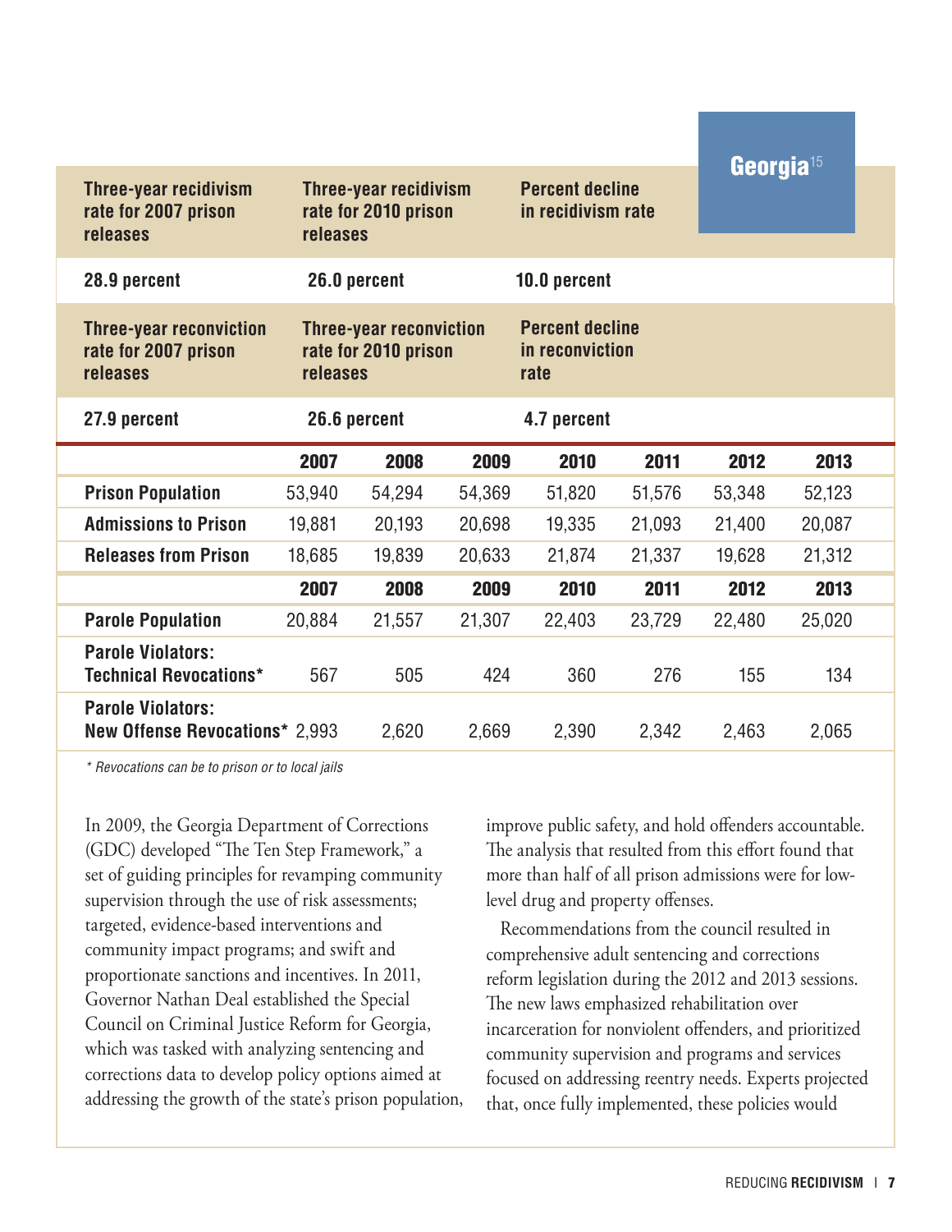## Georgia[15]

| Three-year recidivism rate for 2007 prison releases | Three-year recidivism rate for 2010 prison releases | Percent decline in recidivism rate |
|---|---|---|
| 28.9 percent | 26.0 percent | 10.0 percent |

| Three-year reconviction rate for 2007 prison releases | Three-year reconviction rate for 2010 prison releases | Percent decline in reconviction rate |
|---|---|---|
| 27.9 percent | 26.6 percent | 4.7 percent |

| | 2007 | 2008 | 2009 | 2010 | 2011 | 2012 | 2013 |
|---|---|---|---|---|---|---|---|
| **Prison Population** | 53,940 | 54,294 | 54,369 | 51,820 | 51,576 | 53,348 | 52,123 |
| **Admissions to Prison** | 19,881 | 20,193 | 20,698 | 19,335 | 21,093 | 21,400 | 20,087 |
| **Releases from Prison** | 18,685 | 19,839 | 20,633 | 21,874 | 21,337 | 19,628 | 21,312 |
| | **2007** | **2008** | **2009** | **2010** | **2011** | **2012** | **2013** |
| **Parole Population** | 20,884 | 21,557 | 21,307 | 22,403 | 23,729 | 22,480 | 25,020 |
| **Parole Violators: Technical Revocations*** | 567 | 505 | 424 | 360 | 276 | 155 | 134 |
| **Parole Violators: New Offense Revocations*** | 2,993 | 2,620 | 2,669 | 2,390 | 2,342 | 2,463 | 2,065 |

*\* Revocations can be to prison or to local jails*

In 2009, the Georgia Department of Corrections (GDC) developed "The Ten Step Framework," a set of guiding principles for revamping community supervision through the use of risk assessments; targeted, evidence-based interventions and community impact programs; and swift and proportionate sanctions and incentives. In 2011, Governor Nathan Deal established the Special Council on Criminal Justice Reform for Georgia, which was tasked with analyzing sentencing and corrections data to develop policy options aimed at addressing the growth of the state's prison population, improve public safety, and hold offenders accountable. The analysis that resulted from this effort found that more than half of all prison admissions were for low-level drug and property offenses.

Recommendations from the council resulted in comprehensive adult sentencing and corrections reform legislation during the 2012 and 2013 sessions. The new laws emphasized rehabilitation over incarceration for nonviolent offenders, and prioritized community supervision and programs and services focused on addressing reentry needs. Experts projected that, once fully implemented, these policies would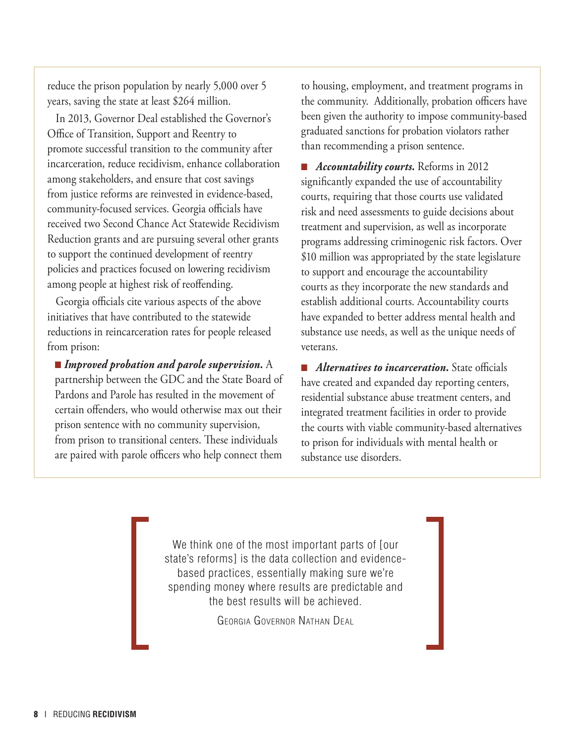reduce the prison population by nearly 5,000 over 5 years, saving the state at least $264 million.

In 2013, Governor Deal established the Governor's Office of Transition, Support and Reentry to promote successful transition to the community after incarceration, reduce recidivism, enhance collaboration among stakeholders, and ensure that cost savings from justice reforms are reinvested in evidence-based, community-focused services. Georgia officials have received two Second Chance Act Statewide Recidivism Reduction grants and are pursuing several other grants to support the continued development of reentry policies and practices focused on lowering recidivism among people at highest risk of reoffending.

Georgia officials cite various aspects of the above initiatives that have contributed to the statewide reductions in reincarceration rates for people released from prison:

- ***Improved probation and parole supervision.*** A partnership between the GDC and the State Board of Pardons and Parole has resulted in the movement of certain offenders, who would otherwise max out their prison sentence with no community supervision, from prison to transitional centers. These individuals are paired with parole officers who help connect them to housing, employment, and treatment programs in the community. Additionally, probation officers have been given the authority to impose community-based graduated sanctions for probation violators rather than recommending a prison sentence.

- ***Accountability courts.*** Reforms in 2012 significantly expanded the use of accountability courts, requiring that those courts use validated risk and need assessments to guide decisions about treatment and supervision, as well as incorporate programs addressing criminogenic risk factors. Over $10 million was appropriated by the state legislature to support and encourage the accountability courts as they incorporate the new standards and establish additional courts. Accountability courts have expanded to better address mental health and substance use needs, as well as the unique needs of veterans.

- ***Alternatives to incarceration.*** State officials have created and expanded day reporting centers, residential substance abuse treatment centers, and integrated treatment facilities in order to provide the courts with viable community-based alternatives to prison for individuals with mental health or substance use disorders.

> We think one of the most important parts of [our state's reforms] is the data collection and evidence-based practices, essentially making sure we're spending money where results are predictable and the best results will be achieved.
>
> Georgia Governor Nathan Deal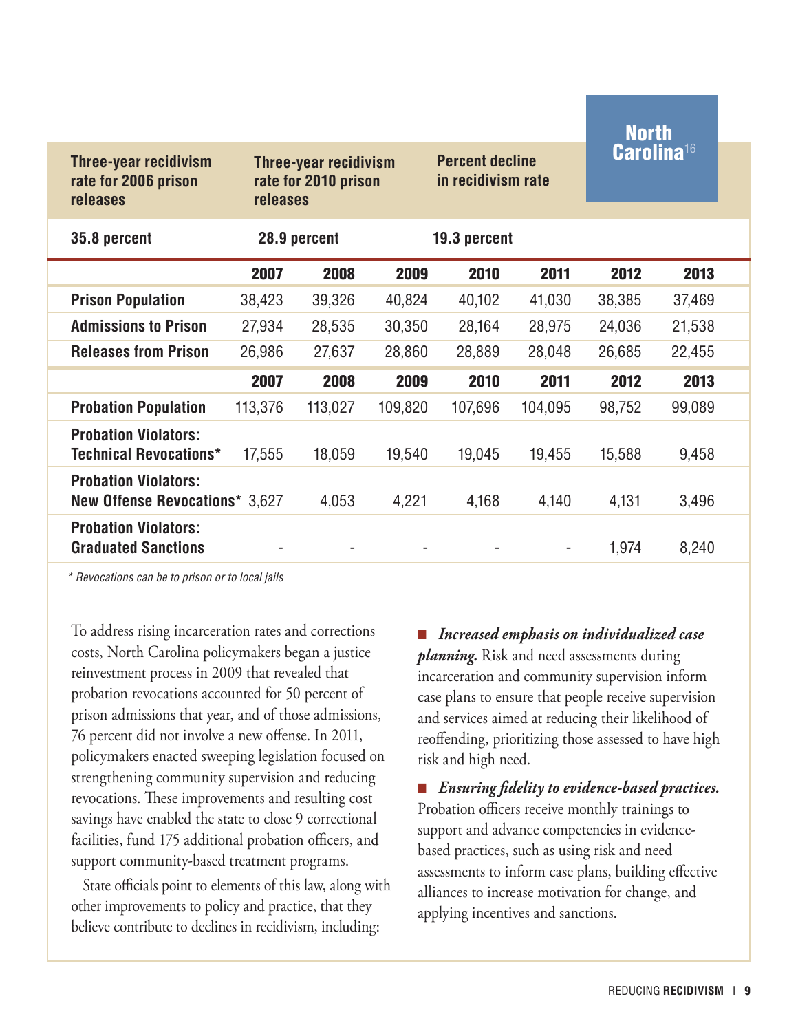## North Carolina[16]

| Three-year recidivism rate for 2006 prison releases | Three-year recidivism rate for 2010 prison releases | Percent decline in recidivism rate |
|---|---|---|
| 35.8 percent | 28.9 percent | 19.3 percent |

| | 2007 | 2008 | 2009 | 2010 | 2011 | 2012 | 2013 |
|---|---|---|---|---|---|---|---|
| **Prison Population** | 38,423 | 39,326 | 40,824 | 40,102 | 41,030 | 38,385 | 37,469 |
| **Admissions to Prison** | 27,934 | 28,535 | 30,350 | 28,164 | 28,975 | 24,036 | 21,538 |
| **Releases from Prison** | 26,986 | 27,637 | 28,860 | 28,889 | 28,048 | 26,685 | 22,455 |
| | **2007** | **2008** | **2009** | **2010** | **2011** | **2012** | **2013** |
| **Probation Population** | 113,376 | 113,027 | 109,820 | 107,696 | 104,095 | 98,752 | 99,089 |
| **Probation Violators: Technical Revocations*** | 17,555 | 18,059 | 19,540 | 19,045 | 19,455 | 15,588 | 9,458 |
| **Probation Violators: New Offense Revocations*** | 3,627 | 4,053 | 4,221 | 4,168 | 4,140 | 4,131 | 3,496 |
| **Probation Violators: Graduated Sanctions** | - | - | - | - | - | 1,974 | 8,240 |

*\* Revocations can be to prison or to local jails*

To address rising incarceration rates and corrections costs, North Carolina policymakers began a justice reinvestment process in 2009 that revealed that probation revocations accounted for 50 percent of prison admissions that year, and of those admissions, 76 percent did not involve a new offense. In 2011, policymakers enacted sweeping legislation focused on strengthening community supervision and reducing revocations. These improvements and resulting cost savings have enabled the state to close 9 correctional facilities, fund 175 additional probation officers, and support community-based treatment programs.

State officials point to elements of this law, along with other improvements to policy and practice, that they believe contribute to declines in recidivism, including:

- ***Increased emphasis on individualized case planning.*** Risk and need assessments during incarceration and community supervision inform case plans to ensure that people receive supervision and services aimed at reducing their likelihood of reoffending, prioritizing those assessed to have high risk and high need.
- ***Ensuring fidelity to evidence-based practices.*** Probation officers receive monthly trainings to support and advance competencies in evidence-based practices, such as using risk and need assessments to inform case plans, building effective alliances to increase motivation for change, and applying incentives and sanctions.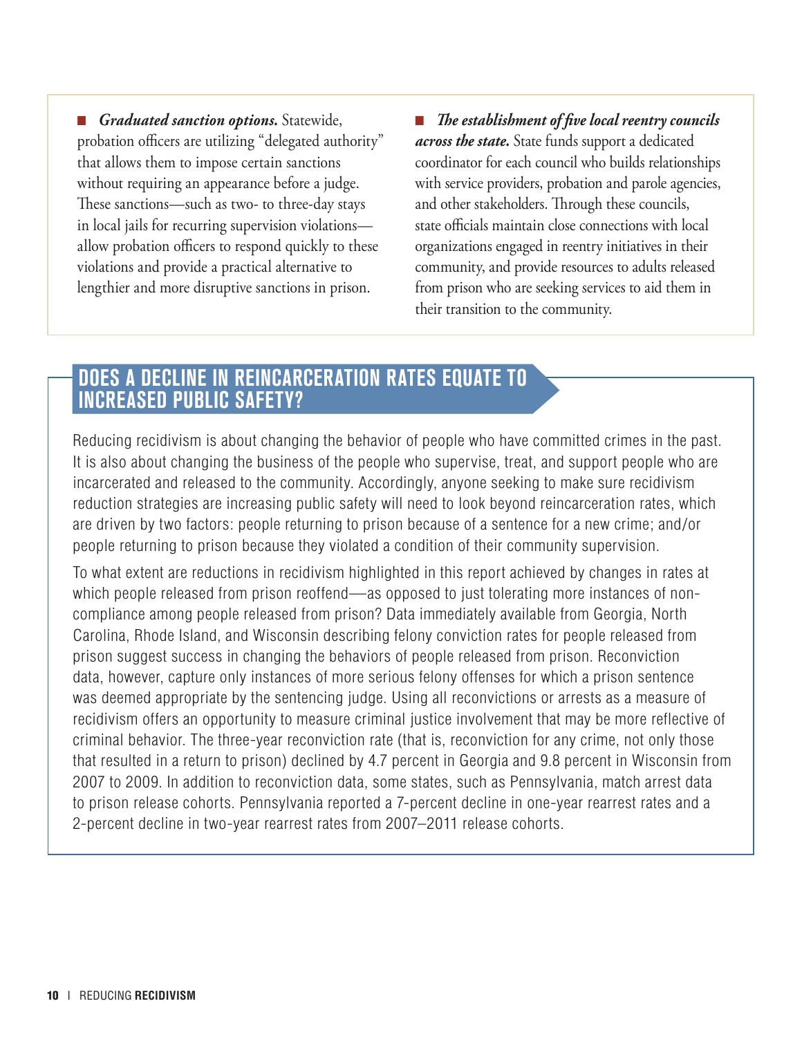- ***Graduated sanction options.*** Statewide, probation officers are utilizing "delegated authority" that allows them to impose certain sanctions without requiring an appearance before a judge. These sanctions—such as two- to three-day stays in local jails for recurring supervision violations—allow probation officers to respond quickly to these violations and provide a practical alternative to lengthier and more disruptive sanctions in prison.

- ***The establishment of five local reentry councils across the state.*** State funds support a dedicated coordinator for each council who builds relationships with service providers, probation and parole agencies, and other stakeholders. Through these councils, state officials maintain close connections with local organizations engaged in reentry initiatives in their community, and provide resources to adults released from prison who are seeking services to aid them in their transition to the community.

## DOES A DECLINE IN REINCARCERATION RATES EQUATE TO INCREASED PUBLIC SAFETY?

Reducing recidivism is about changing the behavior of people who have committed crimes in the past. It is also about changing the business of the people who supervise, treat, and support people who are incarcerated and released to the community. Accordingly, anyone seeking to make sure recidivism reduction strategies are increasing public safety will need to look beyond reincarceration rates, which are driven by two factors: people returning to prison because of a sentence for a new crime; and/or people returning to prison because they violated a condition of their community supervision.

To what extent are reductions in recidivism highlighted in this report achieved by changes in rates at which people released from prison reoffend—as opposed to just tolerating more instances of non-compliance among people released from prison? Data immediately available from Georgia, North Carolina, Rhode Island, and Wisconsin describing felony conviction rates for people released from prison suggest success in changing the behaviors of people released from prison. Reconviction data, however, capture only instances of more serious felony offenses for which a prison sentence was deemed appropriate by the sentencing judge. Using all reconvictions or arrests as a measure of recidivism offers an opportunity to measure criminal justice involvement that may be more reflective of criminal behavior. The three-year reconviction rate (that is, reconviction for any crime, not only those that resulted in a return to prison) declined by 4.7 percent in Georgia and 9.8 percent in Wisconsin from 2007 to 2009. In addition to reconviction data, some states, such as Pennsylvania, match arrest data to prison release cohorts. Pennsylvania reported a 7-percent decline in one-year rearrest rates and a 2-percent decline in two-year rearrest rates from 2007–2011 release cohorts.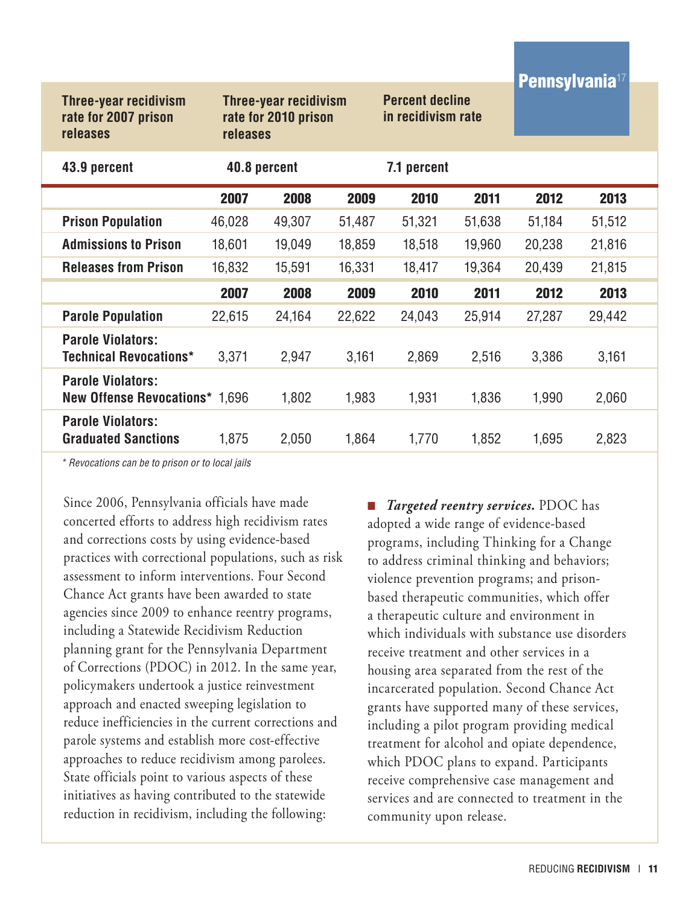## Pennsylvania[17]

| Three-year recidivism rate for 2007 prison releases | Three-year recidivism rate for 2010 prison releases | Percent decline in recidivism rate |
|---|---|---|
| 43.9 percent | 40.8 percent | 7.1 percent |

| | 2007 | 2008 | 2009 | 2010 | 2011 | 2012 | 2013 |
|---|---|---|---|---|---|---|---|
| **Prison Population** | 46,028 | 49,307 | 51,487 | 51,321 | 51,638 | 51,184 | 51,512 |
| **Admissions to Prison** | 18,601 | 19,049 | 18,859 | 18,518 | 19,960 | 20,238 | 21,816 |
| **Releases from Prison** | 16,832 | 15,591 | 16,331 | 18,417 | 19,364 | 20,439 | 21,815 |

| | 2007 | 2008 | 2009 | 2010 | 2011 | 2012 | 2013 |
|---|---|---|---|---|---|---|---|
| **Parole Population** | 22,615 | 24,164 | 22,622 | 24,043 | 25,914 | 27,287 | 29,442 |
| **Parole Violators: Technical Revocations*** | 3,371 | 2,947 | 3,161 | 2,869 | 2,516 | 3,386 | 3,161 |
| **Parole Violators: New Offense Revocations*** | 1,696 | 1,802 | 1,983 | 1,931 | 1,836 | 1,990 | 2,060 |
| **Parole Violators: Graduated Sanctions** | 1,875 | 2,050 | 1,864 | 1,770 | 1,852 | 1,695 | 2,823 |

*\* Revocations can be to prison or to local jails*

Since 2006, Pennsylvania officials have made concerted efforts to address high recidivism rates and corrections costs by using evidence-based practices with correctional populations, such as risk assessment to inform interventions. Four Second Chance Act grants have been awarded to state agencies since 2009 to enhance reentry programs, including a Statewide Recidivism Reduction planning grant for the Pennsylvania Department of Corrections (PDOC) in 2012. In the same year, policymakers undertook a justice reinvestment approach and enacted sweeping legislation to reduce inefficiencies in the current corrections and parole systems and establish more cost-effective approaches to reduce recidivism among parolees. State officials point to various aspects of these initiatives as having contributed to the statewide reduction in recidivism, including the following:

- ***Targeted reentry services.*** PDOC has adopted a wide range of evidence-based programs, including Thinking for a Change to address criminal thinking and behaviors; violence prevention programs; and prison-based therapeutic communities, which offer a therapeutic culture and environment in which individuals with substance use disorders receive treatment and other services in a housing area separated from the rest of the incarcerated population. Second Chance Act grants have supported many of these services, including a pilot program providing medical treatment for alcohol and opiate dependence, which PDOC plans to expand. Participants receive comprehensive case management and services and are connected to treatment in the community upon release.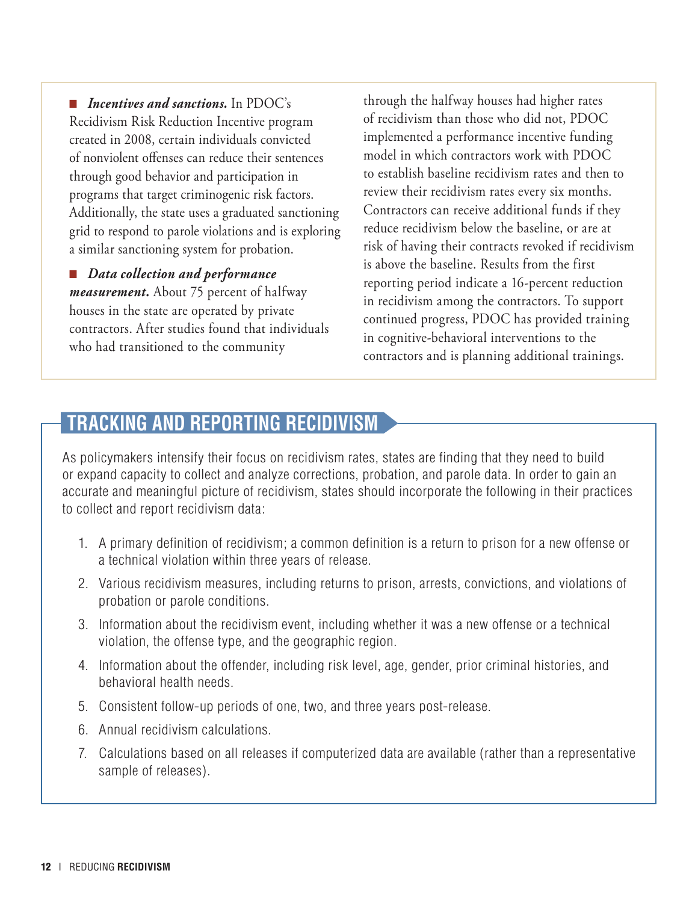- ***Incentives and sanctions.*** In PDOC's Recidivism Risk Reduction Incentive program created in 2008, certain individuals convicted of nonviolent offenses can reduce their sentences through good behavior and participation in programs that target criminogenic risk factors. Additionally, the state uses a graduated sanctioning grid to respond to parole violations and is exploring a similar sanctioning system for probation.

- ***Data collection and performance measurement.*** About 75 percent of halfway houses in the state are operated by private contractors. After studies found that individuals who had transitioned to the community through the halfway houses had higher rates of recidivism than those who did not, PDOC implemented a performance incentive funding model in which contractors work with PDOC to establish baseline recidivism rates and then to review their recidivism rates every six months. Contractors can receive additional funds if they reduce recidivism below the baseline, or are at risk of having their contracts revoked if recidivism is above the baseline. Results from the first reporting period indicate a 16-percent reduction in recidivism among the contractors. To support continued progress, PDOC has provided training in cognitive-behavioral interventions to the contractors and is planning additional trainings.

## TRACKING AND REPORTING RECIDIVISM

As policymakers intensify their focus on recidivism rates, states are finding that they need to build or expand capacity to collect and analyze corrections, probation, and parole data. In order to gain an accurate and meaningful picture of recidivism, states should incorporate the following in their practices to collect and report recidivism data:

1. A primary definition of recidivism; a common definition is a return to prison for a new offense or a technical violation within three years of release.
2. Various recidivism measures, including returns to prison, arrests, convictions, and violations of probation or parole conditions.
3. Information about the recidivism event, including whether it was a new offense or a technical violation, the offense type, and the geographic region.
4. Information about the offender, including risk level, age, gender, prior criminal histories, and behavioral health needs.
5. Consistent follow-up periods of one, two, and three years post-release.
6. Annual recidivism calculations.
7. Calculations based on all releases if computerized data are available (rather than a representative sample of releases).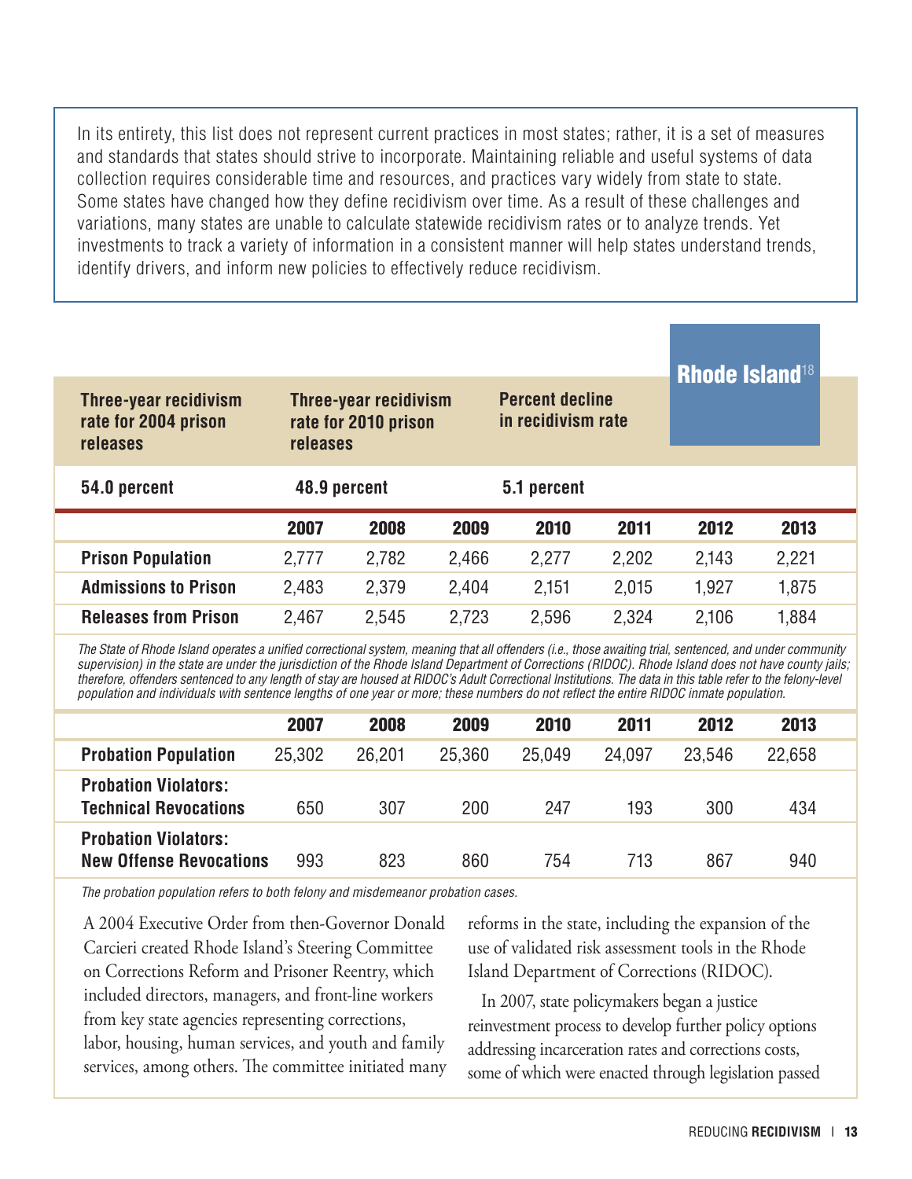In its entirety, this list does not represent current practices in most states; rather, it is a set of measures and standards that states should strive to incorporate. Maintaining reliable and useful systems of data collection requires considerable time and resources, and practices vary widely from state to state. Some states have changed how they define recidivism over time. As a result of these challenges and variations, many states are unable to calculate statewide recidivism rates or to analyze trends. Yet investments to track a variety of information in a consistent manner will help states understand trends, identify drivers, and inform new policies to effectively reduce recidivism.

## Rhode Island[18]

| Three-year recidivism rate for 2004 prison releases | Three-year recidivism rate for 2010 prison releases | Percent decline in recidivism rate |
|---|---|---|
| **54.0 percent** | **48.9 percent** | **5.1 percent** |

| | 2007 | 2008 | 2009 | 2010 | 2011 | 2012 | 2013 |
|---|---|---|---|---|---|---|---|
| **Prison Population** | 2,777 | 2,782 | 2,466 | 2,277 | 2,202 | 2,143 | 2,221 |
| **Admissions to Prison** | 2,483 | 2,379 | 2,404 | 2,151 | 2,015 | 1,927 | 1,875 |
| **Releases from Prison** | 2,467 | 2,545 | 2,723 | 2,596 | 2,324 | 2,106 | 1,884 |

*The State of Rhode Island operates a unified correctional system, meaning that all offenders (i.e., those awaiting trial, sentenced, and under community supervision) in the state are under the jurisdiction of the Rhode Island Department of Corrections (RIDOC). Rhode Island does not have county jails; therefore, offenders sentenced to any length of stay are housed at RIDOC's Adult Correctional Institutions. The data in this table refer to the felony-level population and individuals with sentence lengths of one year or more; these numbers do not reflect the entire RIDOC inmate population.*

| | 2007 | 2008 | 2009 | 2010 | 2011 | 2012 | 2013 |
|---|---|---|---|---|---|---|---|
| **Probation Population** | 25,302 | 26,201 | 25,360 | 25,049 | 24,097 | 23,546 | 22,658 |
| **Probation Violators: Technical Revocations** | 650 | 307 | 200 | 247 | 193 | 300 | 434 |
| **Probation Violators: New Offense Revocations** | 993 | 823 | 860 | 754 | 713 | 867 | 940 |

*The probation population refers to both felony and misdemeanor probation cases.*

A 2004 Executive Order from then-Governor Donald Carcieri created Rhode Island's Steering Committee on Corrections Reform and Prisoner Reentry, which included directors, managers, and front-line workers from key state agencies representing corrections, labor, housing, human services, and youth and family services, among others. The committee initiated many reforms in the state, including the expansion of the use of validated risk assessment tools in the Rhode Island Department of Corrections (RIDOC).

In 2007, state policymakers began a justice reinvestment process to develop further policy options addressing incarceration rates and corrections costs, some of which were enacted through legislation passed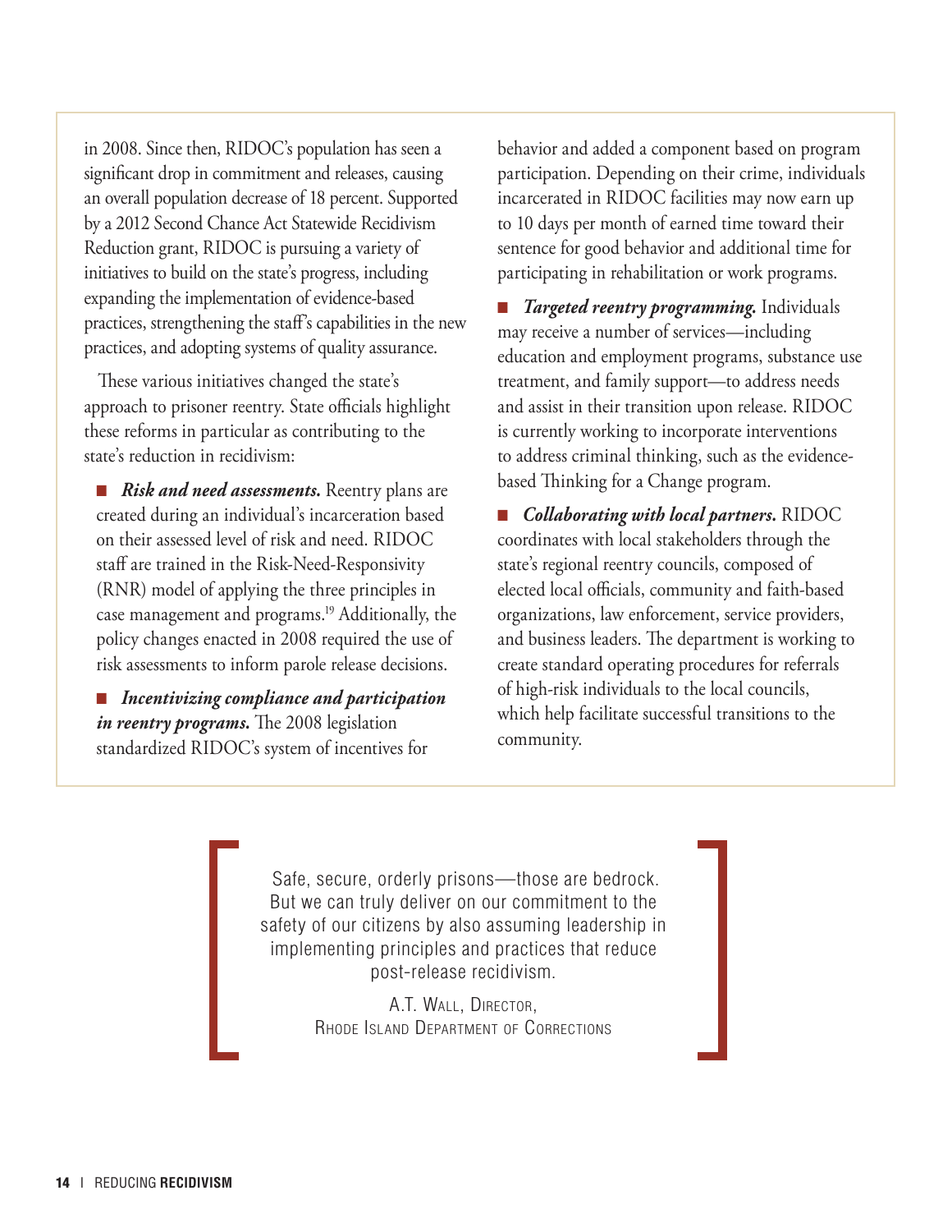in 2008. Since then, RIDOC's population has seen a significant drop in commitment and releases, causing an overall population decrease of 18 percent. Supported by a 2012 Second Chance Act Statewide Recidivism Reduction grant, RIDOC is pursuing a variety of initiatives to build on the state's progress, including expanding the implementation of evidence-based practices, strengthening the staff's capabilities in the new practices, and adopting systems of quality assurance.

These various initiatives changed the state's approach to prisoner reentry. State officials highlight these reforms in particular as contributing to the state's reduction in recidivism:

- ***Risk and need assessments.*** Reentry plans are created during an individual's incarceration based on their assessed level of risk and need. RIDOC staff are trained in the Risk-Need-Responsivity (RNR) model of applying the three principles in case management and programs.[19] Additionally, the policy changes enacted in 2008 required the use of risk assessments to inform parole release decisions.

- ***Incentivizing compliance and participation in reentry programs.*** The 2008 legislation standardized RIDOC's system of incentives for behavior and added a component based on program participation. Depending on their crime, individuals incarcerated in RIDOC facilities may now earn up to 10 days per month of earned time toward their sentence for good behavior and additional time for participating in rehabilitation or work programs.

- ***Targeted reentry programming.*** Individuals may receive a number of services—including education and employment programs, substance use treatment, and family support—to address needs and assist in their transition upon release. RIDOC is currently working to incorporate interventions to address criminal thinking, such as the evidence-based Thinking for a Change program.

- ***Collaborating with local partners.*** RIDOC coordinates with local stakeholders through the state's regional reentry councils, composed of elected local officials, community and faith-based organizations, law enforcement, service providers, and business leaders. The department is working to create standard operating procedures for referrals of high-risk individuals to the local councils, which help facilitate successful transitions to the community.

> Safe, secure, orderly prisons—those are bedrock. But we can truly deliver on our commitment to the safety of our citizens by also assuming leadership in implementing principles and practices that reduce post-release recidivism.
>
> A.T. Wall, Director,
> Rhode Island Department of Corrections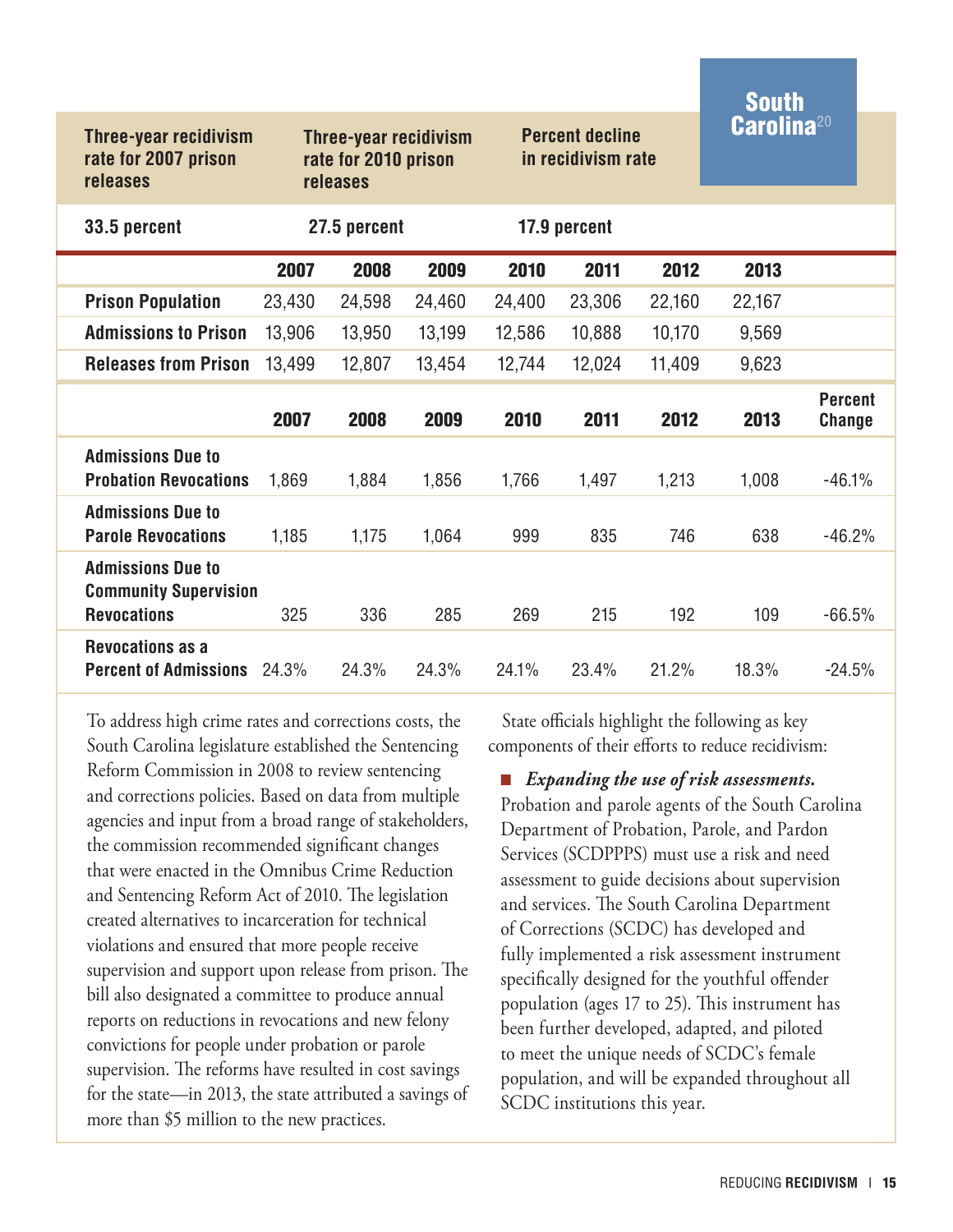## South Carolina[20]

| Three-year recidivism rate for 2007 prison releases | Three-year recidivism rate for 2010 prison releases | Percent decline in recidivism rate |
|---|---|---|
| 33.5 percent | 27.5 percent | 17.9 percent |

| | 2007 | 2008 | 2009 | 2010 | 2011 | 2012 | 2013 |
|---|---|---|---|---|---|---|---|
| **Prison Population** | 23,430 | 24,598 | 24,460 | 24,400 | 23,306 | 22,160 | 22,167 |
| **Admissions to Prison** | 13,906 | 13,950 | 13,199 | 12,586 | 10,888 | 10,170 | 9,569 |
| **Releases from Prison** | 13,499 | 12,807 | 13,454 | 12,744 | 12,024 | 11,409 | 9,623 |

| | 2007 | 2008 | 2009 | 2010 | 2011 | 2012 | 2013 | Percent Change |
|---|---|---|---|---|---|---|---|---|
| **Admissions Due to Probation Revocations** | 1,869 | 1,884 | 1,856 | 1,766 | 1,497 | 1,213 | 1,008 | -46.1% |
| **Admissions Due to Parole Revocations** | 1,185 | 1,175 | 1,064 | 999 | 835 | 746 | 638 | -46.2% |
| **Admissions Due to Community Supervision Revocations** | 325 | 336 | 285 | 269 | 215 | 192 | 109 | -66.5% |
| **Revocations as a Percent of Admissions** | 24.3% | 24.3% | 24.3% | 24.1% | 23.4% | 21.2% | 18.3% | -24.5% |

To address high crime rates and corrections costs, the South Carolina legislature established the Sentencing Reform Commission in 2008 to review sentencing and corrections policies. Based on data from multiple agencies and input from a broad range of stakeholders, the commission recommended significant changes that were enacted in the Omnibus Crime Reduction and Sentencing Reform Act of 2010. The legislation created alternatives to incarceration for technical violations and ensured that more people receive supervision and support upon release from prison. The bill also designated a committee to produce annual reports on reductions in revocations and new felony convictions for people under probation or parole supervision. The reforms have resulted in cost savings for the state—in 2013, the state attributed a savings of more than $5 million to the new practices.

State officials highlight the following as key components of their efforts to reduce recidivism:

- ***Expanding the use of risk assessments.*** Probation and parole agents of the South Carolina Department of Probation, Parole, and Pardon Services (SCDPPPS) must use a risk and need assessment to guide decisions about supervision and services. The South Carolina Department of Corrections (SCDC) has developed and fully implemented a risk assessment instrument specifically designed for the youthful offender population (ages 17 to 25). This instrument has been further developed, adapted, and piloted to meet the unique needs of SCDC's female population, and will be expanded throughout all SCDC institutions this year.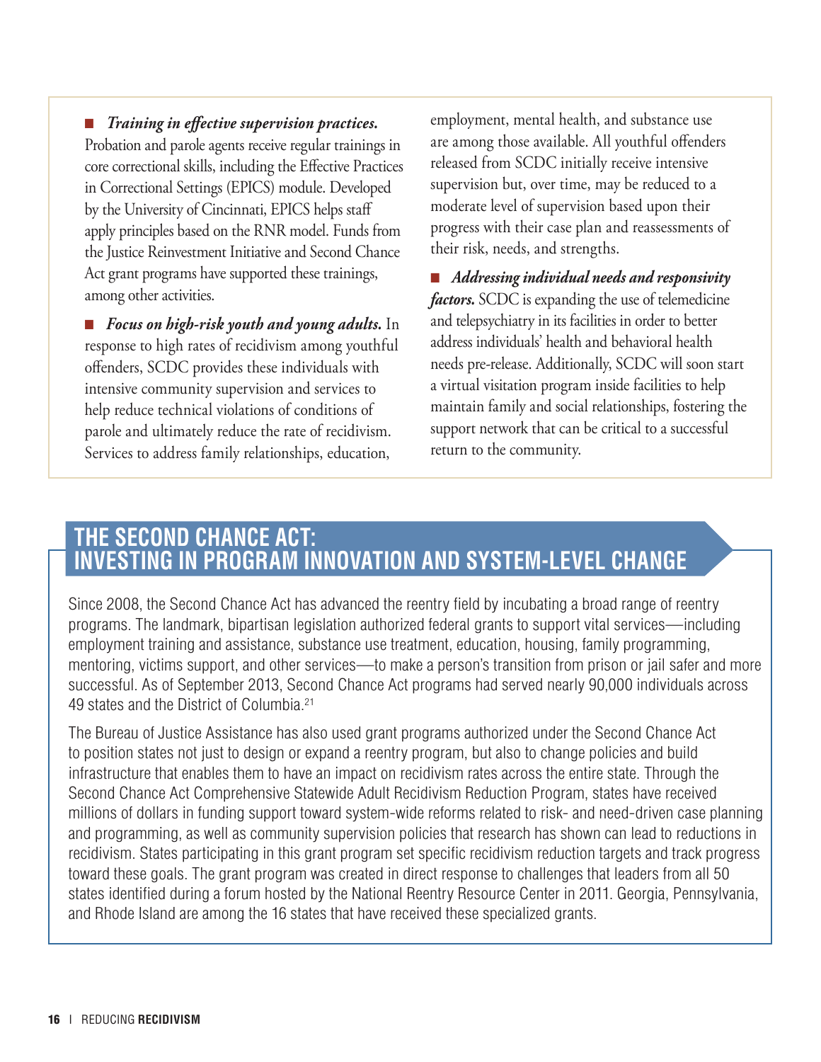- ***Training in effective supervision practices.*** Probation and parole agents receive regular trainings in core correctional skills, including the Effective Practices in Correctional Settings (EPICS) module. Developed by the University of Cincinnati, EPICS helps staff apply principles based on the RNR model. Funds from the Justice Reinvestment Initiative and Second Chance Act grant programs have supported these trainings, among other activities.

- ***Focus on high-risk youth and young adults.*** In response to high rates of recidivism among youthful offenders, SCDC provides these individuals with intensive community supervision and services to help reduce technical violations of conditions of parole and ultimately reduce the rate of recidivism. Services to address family relationships, education, employment, mental health, and substance use are among those available. All youthful offenders released from SCDC initially receive intensive supervision but, over time, may be reduced to a moderate level of supervision based upon their progress with their case plan and reassessments of their risk, needs, and strengths.

- ***Addressing individual needs and responsivity factors.*** SCDC is expanding the use of telemedicine and telepsychiatry in its facilities in order to better address individuals' health and behavioral health needs pre-release. Additionally, SCDC will soon start a virtual visitation program inside facilities to help maintain family and social relationships, fostering the support network that can be critical to a successful return to the community.

## THE SECOND CHANCE ACT: INVESTING IN PROGRAM INNOVATION AND SYSTEM-LEVEL CHANGE

Since 2008, the Second Chance Act has advanced the reentry field by incubating a broad range of reentry programs. The landmark, bipartisan legislation authorized federal grants to support vital services—including employment training and assistance, substance use treatment, education, housing, family programming, mentoring, victims support, and other services—to make a person's transition from prison or jail safer and more successful. As of September 2013, Second Chance Act programs had served nearly 90,000 individuals across 49 states and the District of Columbia.[21]

The Bureau of Justice Assistance has also used grant programs authorized under the Second Chance Act to position states not just to design or expand a reentry program, but also to change policies and build infrastructure that enables them to have an impact on recidivism rates across the entire state. Through the Second Chance Act Comprehensive Statewide Adult Recidivism Reduction Program, states have received millions of dollars in funding support toward system-wide reforms related to risk- and need-driven case planning and programming, as well as community supervision policies that research has shown can lead to reductions in recidivism. States participating in this grant program set specific recidivism reduction targets and track progress toward these goals. The grant program was created in direct response to challenges that leaders from all 50 states identified during a forum hosted by the National Reentry Resource Center in 2011. Georgia, Pennsylvania, and Rhode Island are among the 16 states that have received these specialized grants.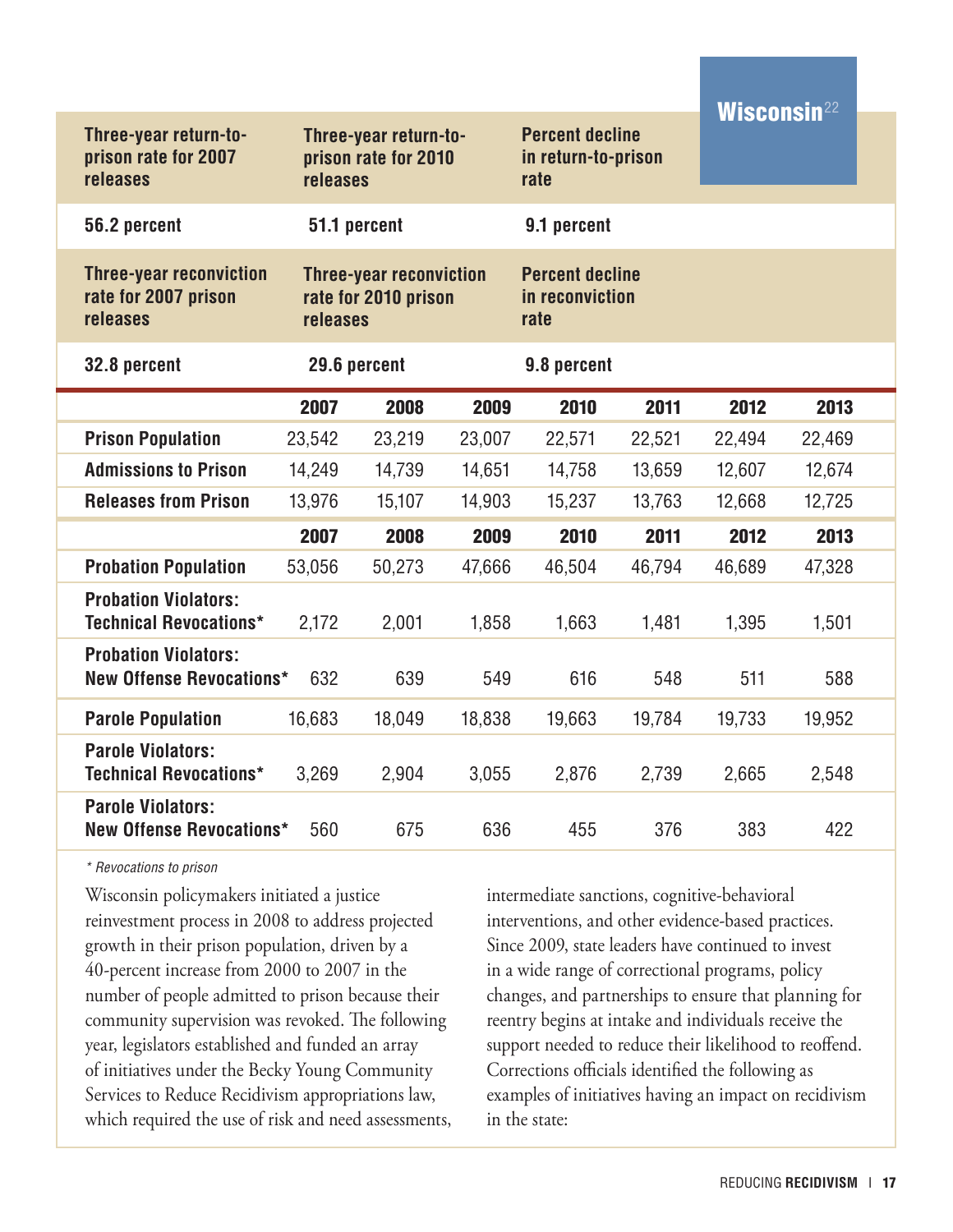## Wisconsin[22]

| Three-year return-to-prison rate for 2007 releases | Three-year return-to-prison rate for 2010 releases | Percent decline in return-to-prison rate |
|---|---|---|
| 56.2 percent | 51.1 percent | 9.1 percent |
| **Three-year reconviction rate for 2007 prison releases** | **Three-year reconviction rate for 2010 prison releases** | **Percent decline in reconviction rate** |
| 32.8 percent | 29.6 percent | 9.8 percent |

| | 2007 | 2008 | 2009 | 2010 | 2011 | 2012 | 2013 |
|---|---|---|---|---|---|---|---|
| **Prison Population** | 23,542 | 23,219 | 23,007 | 22,571 | 22,521 | 22,494 | 22,469 |
| **Admissions to Prison** | 14,249 | 14,739 | 14,651 | 14,758 | 13,659 | 12,607 | 12,674 |
| **Releases from Prison** | 13,976 | 15,107 | 14,903 | 15,237 | 13,763 | 12,668 | 12,725 |

| | 2007 | 2008 | 2009 | 2010 | 2011 | 2012 | 2013 |
|---|---|---|---|---|---|---|---|
| **Probation Population** | 53,056 | 50,273 | 47,666 | 46,504 | 46,794 | 46,689 | 47,328 |
| **Probation Violators: Technical Revocations*** | 2,172 | 2,001 | 1,858 | 1,663 | 1,481 | 1,395 | 1,501 |
| **Probation Violators: New Offense Revocations*** | 632 | 639 | 549 | 616 | 548 | 511 | 588 |
| **Parole Population** | 16,683 | 18,049 | 18,838 | 19,663 | 19,784 | 19,733 | 19,952 |
| **Parole Violators: Technical Revocations*** | 3,269 | 2,904 | 3,055 | 2,876 | 2,739 | 2,665 | 2,548 |
| **Parole Violators: New Offense Revocations*** | 560 | 675 | 636 | 455 | 376 | 383 | 422 |

*\* Revocations to prison*

Wisconsin policymakers initiated a justice reinvestment process in 2008 to address projected growth in their prison population, driven by a 40-percent increase from 2000 to 2007 in the number of people admitted to prison because their community supervision was revoked. The following year, legislators established and funded an array of initiatives under the Becky Young Community Services to Reduce Recidivism appropriations law, which required the use of risk and need assessments, intermediate sanctions, cognitive-behavioral interventions, and other evidence-based practices. Since 2009, state leaders have continued to invest in a wide range of correctional programs, policy changes, and partnerships to ensure that planning for reentry begins at intake and individuals receive the support needed to reduce their likelihood to reoffend. Corrections officials identified the following as examples of initiatives having an impact on recidivism in the state: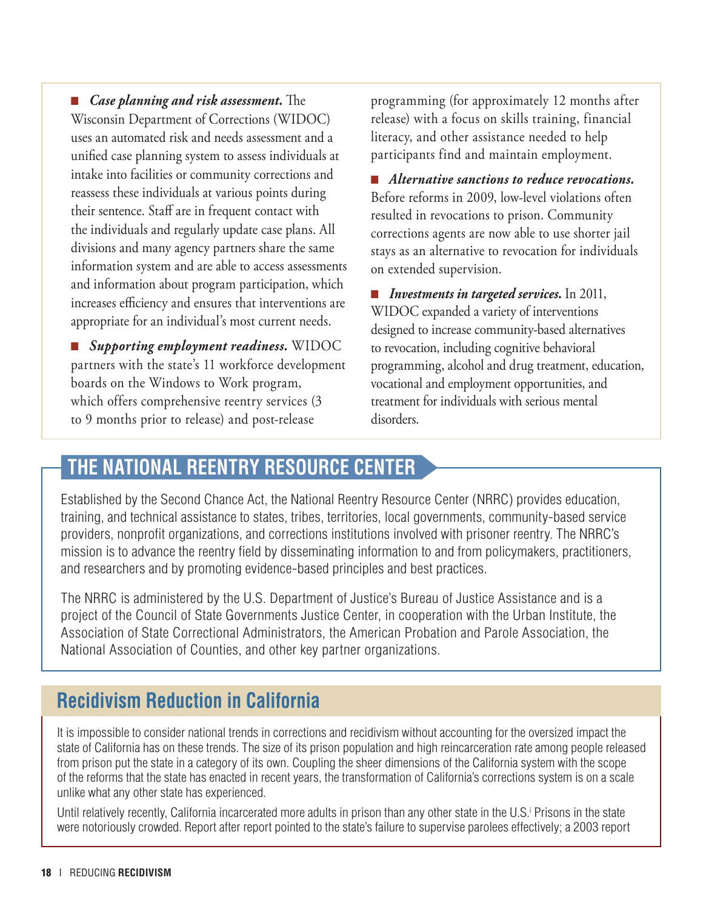- ***Case planning and risk assessment.*** The Wisconsin Department of Corrections (WIDOC) uses an automated risk and needs assessment and a unified case planning system to assess individuals at intake into facilities or community corrections and reassess these individuals at various points during their sentence. Staff are in frequent contact with the individuals and regularly update case plans. All divisions and many agency partners share the same information system and are able to access assessments and information about program participation, which increases efficiency and ensures that interventions are appropriate for an individual's most current needs.

- ***Supporting employment readiness.*** WIDOC partners with the state's 11 workforce development boards on the Windows to Work program, which offers comprehensive reentry services (3 to 9 months prior to release) and post-release programming (for approximately 12 months after release) with a focus on skills training, financial literacy, and other assistance needed to help participants find and maintain employment.

- ***Alternative sanctions to reduce revocations.*** Before reforms in 2009, low-level violations often resulted in revocations to prison. Community corrections agents are now able to use shorter jail stays as an alternative to revocation for individuals on extended supervision.

- ***Investments in targeted services.*** In 2011, WIDOC expanded a variety of interventions designed to increase community-based alternatives to revocation, including cognitive behavioral programming, alcohol and drug treatment, education, vocational and employment opportunities, and treatment for individuals with serious mental disorders.

## THE NATIONAL REENTRY RESOURCE CENTER

Established by the Second Chance Act, the National Reentry Resource Center (NRRC) provides education, training, and technical assistance to states, tribes, territories, local governments, community-based service providers, nonprofit organizations, and corrections institutions involved with prisoner reentry. The NRRC's mission is to advance the reentry field by disseminating information to and from policymakers, practitioners, and researchers and by promoting evidence-based principles and best practices.

The NRRC is administered by the U.S. Department of Justice's Bureau of Justice Assistance and is a project of the Council of State Governments Justice Center, in cooperation with the Urban Institute, the Association of State Correctional Administrators, the American Probation and Parole Association, the National Association of Counties, and other key partner organizations.

## Recidivism Reduction in California

It is impossible to consider national trends in corrections and recidivism without accounting for the oversized impact the state of California has on these trends. The size of its prison population and high reincarceration rate among people released from prison put the state in a category of its own. Coupling the sheer dimensions of the California system with the scope of the reforms that the state has enacted in recent years, the transformation of California's corrections system is on a scale unlike what any other state has experienced.

Until relatively recently, California incarcerated more adults in prison than any other state in the U.S.[i] Prisons in the state were notoriously crowded. Report after report pointed to the state's failure to supervise parolees effectively; a 2003 report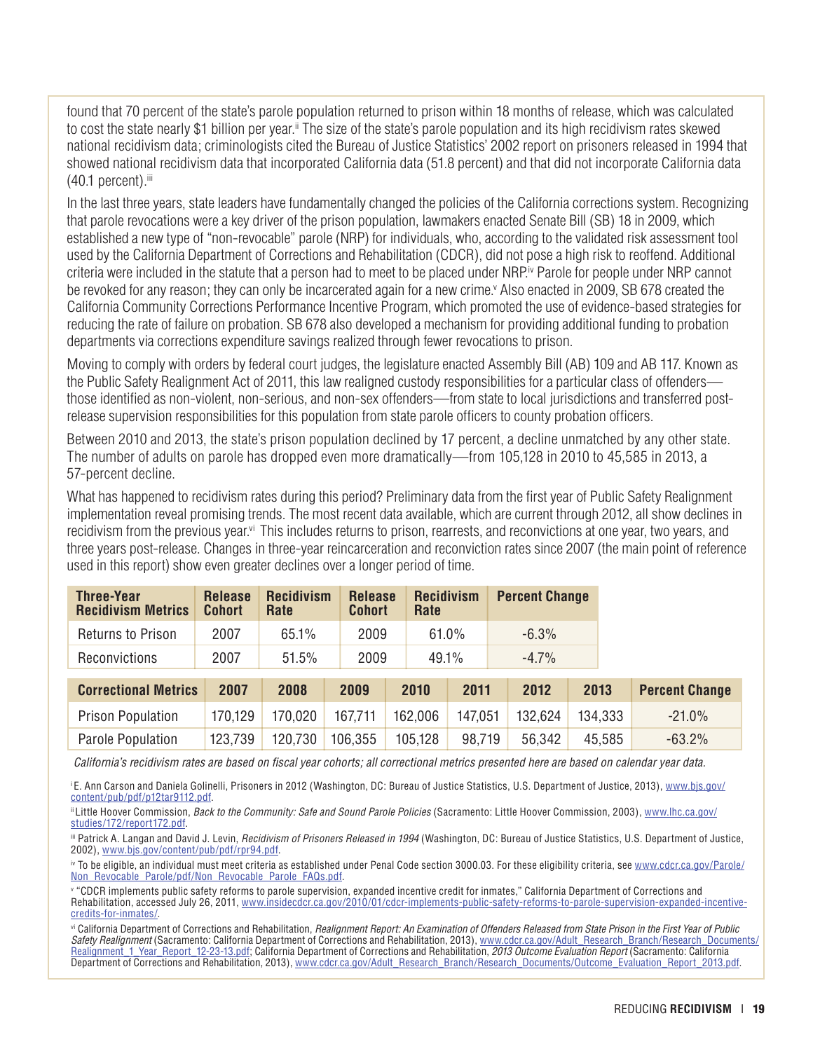found that 70 percent of the state's parole population returned to prison within 18 months of release, which was calculated to cost the state nearly $1 billion per year.[ii] The size of the state's parole population and its high recidivism rates skewed national recidivism data; criminologists cited the Bureau of Justice Statistics' 2002 report on prisoners released in 1994 that showed national recidivism data that incorporated California data (51.8 percent) and that did not incorporate California data (40.1 percent).[iii]

In the last three years, state leaders have fundamentally changed the policies of the California corrections system. Recognizing that parole revocations were a key driver of the prison population, lawmakers enacted Senate Bill (SB) 18 in 2009, which established a new type of "non-revocable" parole (NRP) for individuals, who, according to the validated risk assessment tool used by the California Department of Corrections and Rehabilitation (CDCR), did not pose a high risk to reoffend. Additional criteria were included in the statute that a person had to meet to be placed under NRP.[iv] Parole for people under NRP cannot be revoked for any reason; they can only be incarcerated again for a new crime.[v] Also enacted in 2009, SB 678 created the California Community Corrections Performance Incentive Program, which promoted the use of evidence-based strategies for reducing the rate of failure on probation. SB 678 also developed a mechanism for providing additional funding to probation departments via corrections expenditure savings realized through fewer revocations to prison.

Moving to comply with orders by federal court judges, the legislature enacted Assembly Bill (AB) 109 and AB 117. Known as the Public Safety Realignment Act of 2011, this law realigned custody responsibilities for a particular class of offenders—those identified as non-violent, non-serious, and non-sex offenders—from state to local jurisdictions and transferred post-release supervision responsibilities for this population from state parole officers to county probation officers.

Between 2010 and 2013, the state's prison population declined by 17 percent, a decline unmatched by any other state. The number of adults on parole has dropped even more dramatically—from 105,128 in 2010 to 45,585 in 2013, a 57-percent decline.

What has happened to recidivism rates during this period? Preliminary data from the first year of Public Safety Realignment implementation reveal promising trends. The most recent data available, which are current through 2012, all show declines in recidivism from the previous year.[vi] This includes returns to prison, rearrests, and reconvictions at one year, two years, and three years post-release. Changes in three-year reincarceration and reconviction rates since 2007 (the main point of reference used in this report) show even greater declines over a longer period of time.

| Three-Year Recidivism Metrics | Release Cohort | Recidivism Rate | Release Cohort | Recidivism Rate | Percent Change |
|---|---|---|---|---|---|
| Returns to Prison | 2007 | 65.1% | 2009 | 61.0% | -6.3% |
| Reconvictions | 2007 | 51.5% | 2009 | 49.1% | -4.7% |

| Correctional Metrics | 2007 | 2008 | 2009 | 2010 | 2011 | 2012 | 2013 | Percent Change |
|---|---|---|---|---|---|---|---|---|
| Prison Population | 170,129 | 170,020 | 167,711 | 162,006 | 147,051 | 132,624 | 134,333 | -21.0% |
| Parole Population | 123,739 | 120,730 | 106,355 | 105,128 | 98,719 | 56,342 | 45,585 | -63.2% |

*California's recidivism rates are based on fiscal year cohorts; all correctional metrics presented here are based on calendar year data.*

[i] E. Ann Carson and Daniela Golinelli, Prisoners in 2012 (Washington, DC: Bureau of Justice Statistics, U.S. Department of Justice, 2013), www.bjs.gov/content/pub/pdf/p12tar9112.pdf.

[ii] Little Hoover Commission, *Back to the Community: Safe and Sound Parole Policies* (Sacramento: Little Hoover Commission, 2003), www.lhc.ca.gov/studies/172/report172.pdf.

[iii] Patrick A. Langan and David J. Levin, *Recidivism of Prisoners Released in 1994* (Washington, DC: Bureau of Justice Statistics, U.S. Department of Justice, 2002), www.bjs.gov/content/pub/pdf/rpr94.pdf.

[iv] To be eligible, an individual must meet criteria as established under Penal Code section 3000.03. For these eligibility criteria, see www.cdcr.ca.gov/Parole/Non_Revocable_Parole/pdf/Non_Revocable_Parole_FAQs.pdf.

[v] "CDCR implements public safety reforms to parole supervision, expanded incentive credit for inmates," California Department of Corrections and Rehabilitation, accessed July 26, 2011, www.insidecdcr.ca.gov/2010/01/cdcr-implements-public-safety-reforms-to-parole-supervision-expanded-incentive-credits-for-inmates/.

[vi] California Department of Corrections and Rehabilitation, *Realignment Report: An Examination of Offenders Released from State Prison in the First Year of Public Safety Realignment* (Sacramento: California Department of Corrections and Rehabilitation, 2013), www.cdcr.ca.gov/Adult_Research_Branch/Research_Documents/Realignment_1_Year_Report_12-23-13.pdf; California Department of Corrections and Rehabilitation, *2013 Outcome Evaluation Report* (Sacramento: California Department of Corrections and Rehabilitation, 2013), www.cdcr.ca.gov/Adult_Research_Branch/Research_Documents/Outcome_Evaluation_Report_2013.pdf.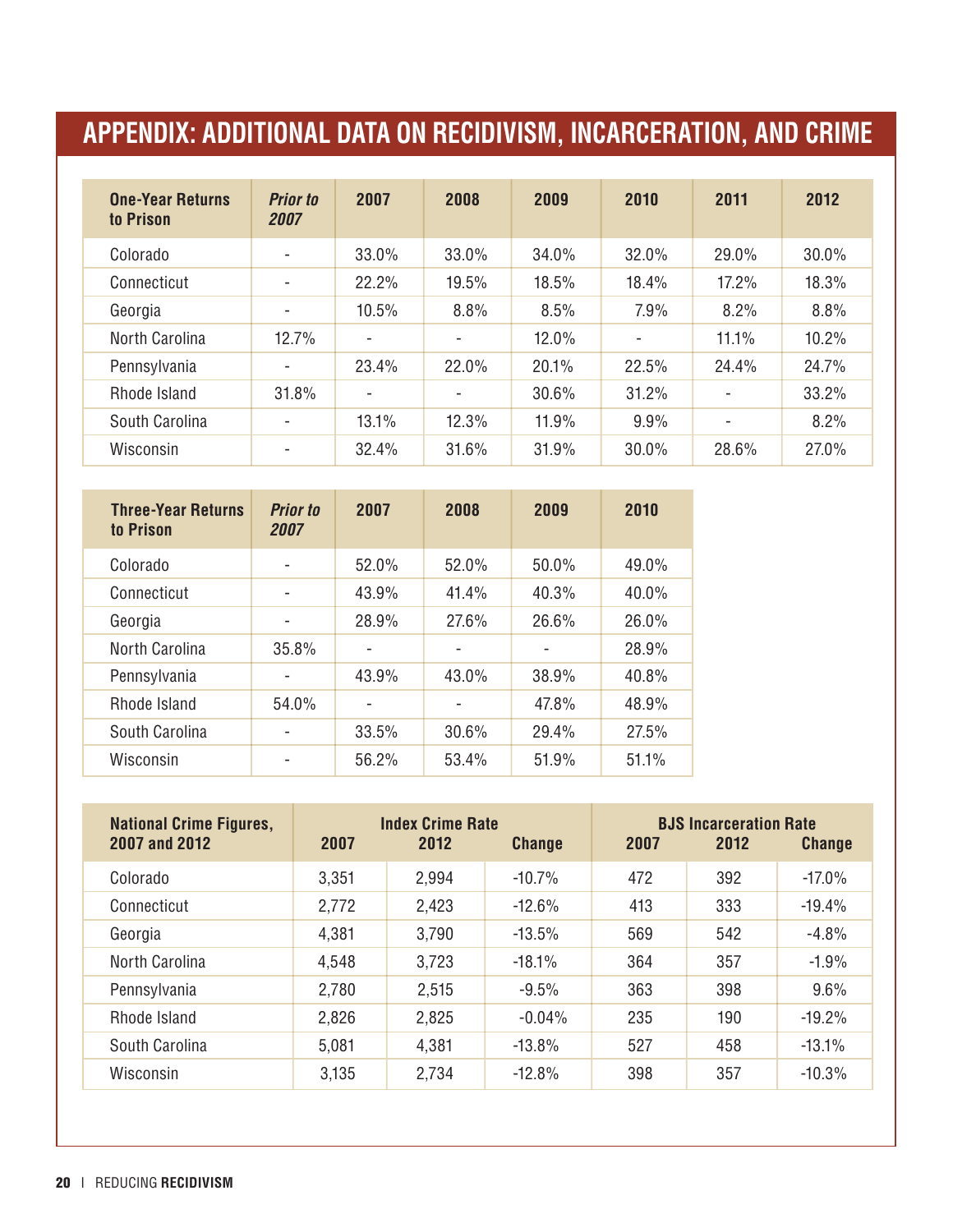# APPENDIX: ADDITIONAL DATA ON RECIDIVISM, INCARCERATION, AND CRIME

| One-Year Returns to Prison | *Prior to 2007* | 2007 | 2008 | 2009 | 2010 | 2011 | 2012 |
|---|---|---|---|---|---|---|---|
| Colorado | - | 33.0% | 33.0% | 34.0% | 32.0% | 29.0% | 30.0% |
| Connecticut | - | 22.2% | 19.5% | 18.5% | 18.4% | 17.2% | 18.3% |
| Georgia | - | 10.5% | 8.8% | 8.5% | 7.9% | 8.2% | 8.8% |
| North Carolina | 12.7% | - | - | 12.0% | - | 11.1% | 10.2% |
| Pennsylvania | - | 23.4% | 22.0% | 20.1% | 22.5% | 24.4% | 24.7% |
| Rhode Island | 31.8% | - | - | 30.6% | 31.2% | - | 33.2% |
| South Carolina | - | 13.1% | 12.3% | 11.9% | 9.9% | - | 8.2% |
| Wisconsin | - | 32.4% | 31.6% | 31.9% | 30.0% | 28.6% | 27.0% |

| Three-Year Returns to Prison | *Prior to 2007* | 2007 | 2008 | 2009 | 2010 |
|---|---|---|---|---|---|
| Colorado | - | 52.0% | 52.0% | 50.0% | 49.0% |
| Connecticut | - | 43.9% | 41.4% | 40.3% | 40.0% |
| Georgia | - | 28.9% | 27.6% | 26.6% | 26.0% |
| North Carolina | 35.8% | - | - | - | 28.9% |
| Pennsylvania | - | 43.9% | 43.0% | 38.9% | 40.8% |
| Rhode Island | 54.0% | - | - | 47.8% | 48.9% |
| South Carolina | - | 33.5% | 30.6% | 29.4% | 27.5% |
| Wisconsin | - | 56.2% | 53.4% | 51.9% | 51.1% |

| National Crime Figures, 2007 and 2012 | Index Crime Rate | | | BJS Incarceration Rate | | |
|---|---|---|---|---|---|---|
| | 2007 | 2012 | Change | 2007 | 2012 | Change |
| Colorado | 3,351 | 2,994 | -10.7% | 472 | 392 | -17.0% |
| Connecticut | 2,772 | 2,423 | -12.6% | 413 | 333 | -19.4% |
| Georgia | 4,381 | 3,790 | -13.5% | 569 | 542 | -4.8% |
| North Carolina | 4,548 | 3,723 | -18.1% | 364 | 357 | -1.9% |
| Pennsylvania | 2,780 | 2,515 | -9.5% | 363 | 398 | 9.6% |
| Rhode Island | 2,826 | 2,825 | -0.04% | 235 | 190 | -19.2% |
| South Carolina | 5,081 | 4,381 | -13.8% | 527 | 458 | -13.1% |
| Wisconsin | 3,135 | 2,734 | -12.8% | 398 | 357 | -10.3% |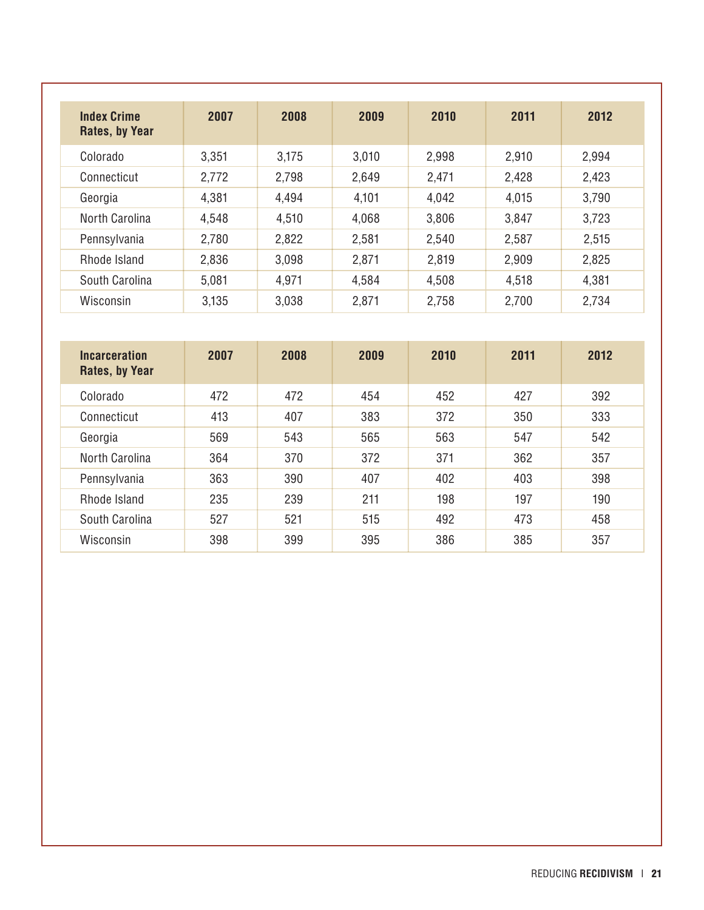| Index Crime Rates, by Year | 2007 | 2008 | 2009 | 2010 | 2011 | 2012 |
|---|---|---|---|---|---|---|
| Colorado | 3,351 | 3,175 | 3,010 | 2,998 | 2,910 | 2,994 |
| Connecticut | 2,772 | 2,798 | 2,649 | 2,471 | 2,428 | 2,423 |
| Georgia | 4,381 | 4,494 | 4,101 | 4,042 | 4,015 | 3,790 |
| North Carolina | 4,548 | 4,510 | 4,068 | 3,806 | 3,847 | 3,723 |
| Pennsylvania | 2,780 | 2,822 | 2,581 | 2,540 | 2,587 | 2,515 |
| Rhode Island | 2,836 | 3,098 | 2,871 | 2,819 | 2,909 | 2,825 |
| South Carolina | 5,081 | 4,971 | 4,584 | 4,508 | 4,518 | 4,381 |
| Wisconsin | 3,135 | 3,038 | 2,871 | 2,758 | 2,700 | 2,734 |

| Incarceration Rates, by Year | 2007 | 2008 | 2009 | 2010 | 2011 | 2012 |
|---|---|---|---|---|---|---|
| Colorado | 472 | 472 | 454 | 452 | 427 | 392 |
| Connecticut | 413 | 407 | 383 | 372 | 350 | 333 |
| Georgia | 569 | 543 | 565 | 563 | 547 | 542 |
| North Carolina | 364 | 370 | 372 | 371 | 362 | 357 |
| Pennsylvania | 363 | 390 | 407 | 402 | 403 | 398 |
| Rhode Island | 235 | 239 | 211 | 198 | 197 | 190 |
| South Carolina | 527 | 521 | 515 | 492 | 473 | 458 |
| Wisconsin | 398 | 399 | 395 | 386 | 385 | 357 |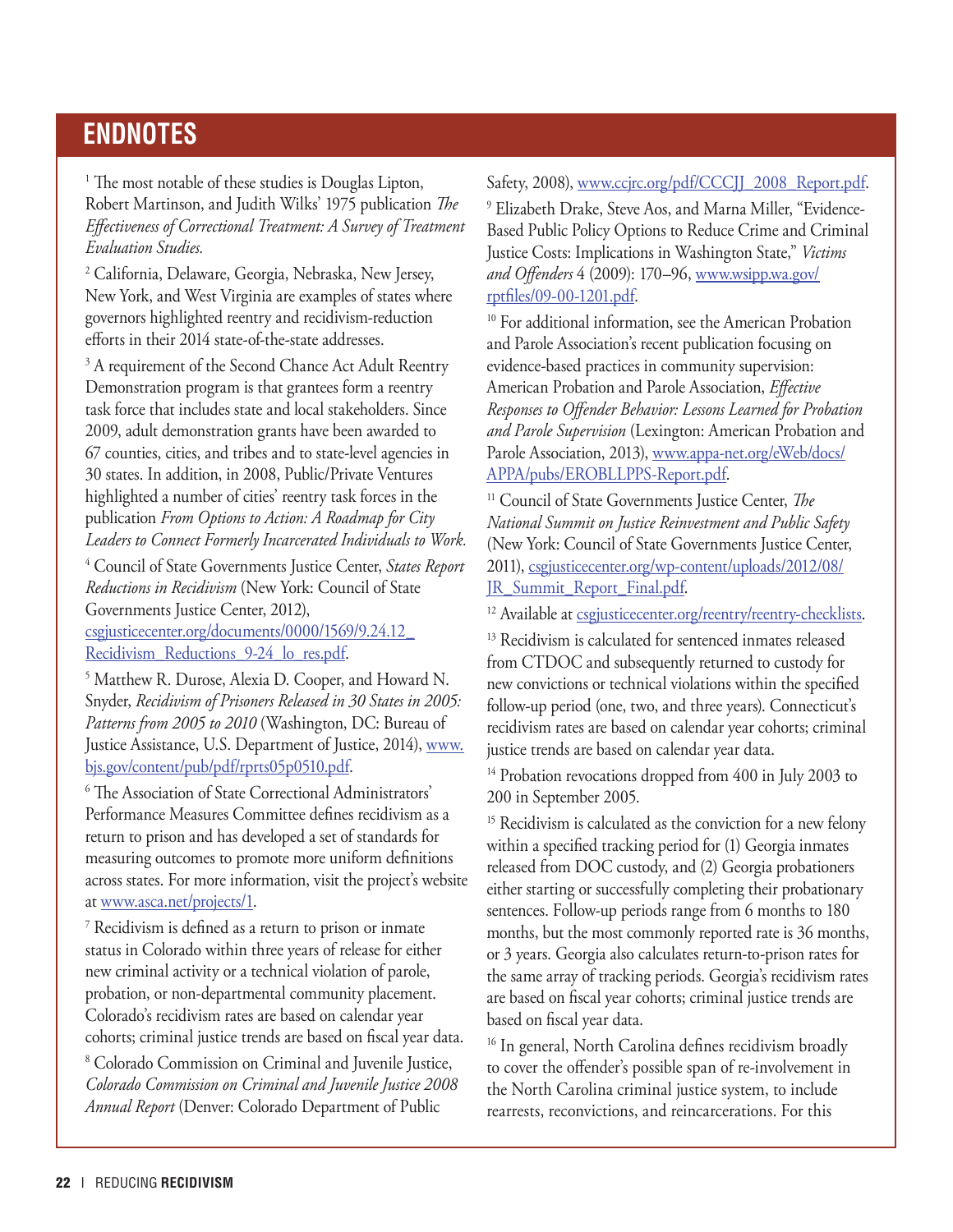## ENDNOTES

[1] The most notable of these studies is Douglas Lipton, Robert Martinson, and Judith Wilks' 1975 publication *The Effectiveness of Correctional Treatment: A Survey of Treatment Evaluation Studies.*

[2] California, Delaware, Georgia, Nebraska, New Jersey, New York, and West Virginia are examples of states where governors highlighted reentry and recidivism-reduction efforts in their 2014 state-of-the-state addresses.

[3] A requirement of the Second Chance Act Adult Reentry Demonstration program is that grantees form a reentry task force that includes state and local stakeholders. Since 2009, adult demonstration grants have been awarded to 67 counties, cities, and tribes and to state-level agencies in 30 states. In addition, in 2008, Public/Private Ventures highlighted a number of cities' reentry task forces in the publication *From Options to Action: A Roadmap for City Leaders to Connect Formerly Incarcerated Individuals to Work.*

[4] Council of State Governments Justice Center, *States Report Reductions in Recidivism* (New York: Council of State Governments Justice Center, 2012), csgjusticecenter.org/documents/0000/1569/9.24.12_Recidivism_Reductions_9-24_lo_res.pdf.

[5] Matthew R. Durose, Alexia D. Cooper, and Howard N. Snyder, *Recidivism of Prisoners Released in 30 States in 2005: Patterns from 2005 to 2010* (Washington, DC: Bureau of Justice Assistance, U.S. Department of Justice, 2014), www.bjs.gov/content/pub/pdf/rprts05p0510.pdf.

[6] The Association of State Correctional Administrators' Performance Measures Committee defines recidivism as a return to prison and has developed a set of standards for measuring outcomes to promote more uniform definitions across states. For more information, visit the project's website at www.asca.net/projects/1.

[7] Recidivism is defined as a return to prison or inmate status in Colorado within three years of release for either new criminal activity or a technical violation of parole, probation, or non-departmental community placement. Colorado's recidivism rates are based on calendar year cohorts; criminal justice trends are based on fiscal year data.

[8] Colorado Commission on Criminal and Juvenile Justice, *Colorado Commission on Criminal and Juvenile Justice 2008 Annual Report* (Denver: Colorado Department of Public Safety, 2008), www.ccjrc.org/pdf/CCCJJ_2008_Report.pdf.

[9] Elizabeth Drake, Steve Aos, and Marna Miller, "Evidence-Based Public Policy Options to Reduce Crime and Criminal Justice Costs: Implications in Washington State," *Victims and Offenders* 4 (2009): 170–96, www.wsipp.wa.gov/rptfiles/09-00-1201.pdf.

[10] For additional information, see the American Probation and Parole Association's recent publication focusing on evidence-based practices in community supervision: American Probation and Parole Association, *Effective Responses to Offender Behavior: Lessons Learned for Probation and Parole Supervision* (Lexington: American Probation and Parole Association, 2013), www.appa-net.org/eWeb/docs/APPA/pubs/EROBLLPPS-Report.pdf.

[11] Council of State Governments Justice Center, *The National Summit on Justice Reinvestment and Public Safety* (New York: Council of State Governments Justice Center, 2011), csgjusticecenter.org/wp-content/uploads/2012/08/JR_Summit_Report_Final.pdf.

[12] Available at csgjusticecenter.org/reentry/reentry-checklists.

[13] Recidivism is calculated for sentenced inmates released from CTDOC and subsequently returned to custody for new convictions or technical violations within the specified follow-up period (one, two, and three years). Connecticut's recidivism rates are based on calendar year cohorts; criminal justice trends are based on calendar year data.

[14] Probation revocations dropped from 400 in July 2003 to 200 in September 2005.

[15] Recidivism is calculated as the conviction for a new felony within a specified tracking period for (1) Georgia inmates released from DOC custody, and (2) Georgia probationers either starting or successfully completing their probationary sentences. Follow-up periods range from 6 months to 180 months, but the most commonly reported rate is 36 months, or 3 years. Georgia also calculates return-to-prison rates for the same array of tracking periods. Georgia's recidivism rates are based on fiscal year cohorts; criminal justice trends are based on fiscal year data.

[16] In general, North Carolina defines recidivism broadly to cover the offender's possible span of re-involvement in the North Carolina criminal justice system, to include rearrests, reconvictions, and reincarcerations. For this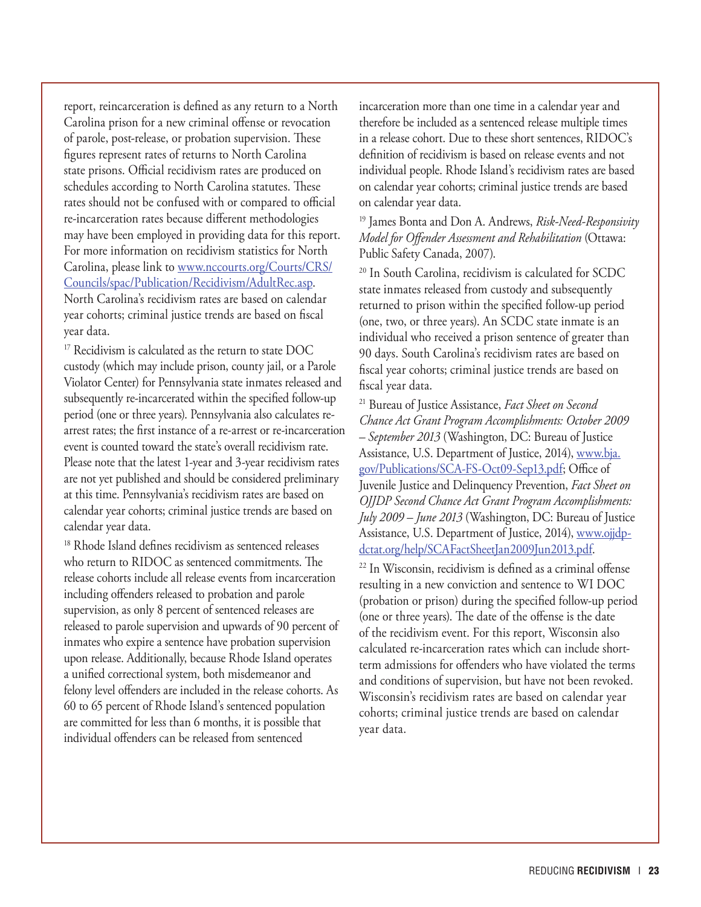report, reincarceration is defined as any return to a North Carolina prison for a new criminal offense or revocation of parole, post-release, or probation supervision. These figures represent rates of returns to North Carolina state prisons. Official recidivism rates are produced on schedules according to North Carolina statutes. These rates should not be confused with or compared to official re-incarceration rates because different methodologies may have been employed in providing data for this report. For more information on recidivism statistics for North Carolina, please link to www.nccourts.org/Courts/CRS/Councils/spac/Publication/Recidivism/AdultRec.asp. North Carolina's recidivism rates are based on calendar year cohorts; criminal justice trends are based on fiscal year data.

[17] Recidivism is calculated as the return to state DOC custody (which may include prison, county jail, or a Parole Violator Center) for Pennsylvania state inmates released and subsequently re-incarcerated within the specified follow-up period (one or three years). Pennsylvania also calculates re-arrest rates; the first instance of a re-arrest or re-incarceration event is counted toward the state's overall recidivism rate. Please note that the latest 1-year and 3-year recidivism rates are not yet published and should be considered preliminary at this time. Pennsylvania's recidivism rates are based on calendar year cohorts; criminal justice trends are based on calendar year data.

[18] Rhode Island defines recidivism as sentenced releases who return to RIDOC as sentenced commitments. The release cohorts include all release events from incarceration including offenders released to probation and parole supervision, as only 8 percent of sentenced releases are released to parole supervision and upwards of 90 percent of inmates who expire a sentence have probation supervision upon release. Additionally, because Rhode Island operates a unified correctional system, both misdemeanor and felony level offenders are included in the release cohorts. As 60 to 65 percent of Rhode Island's sentenced population are committed for less than 6 months, it is possible that individual offenders can be released from sentenced incarceration more than one time in a calendar year and therefore be included as a sentenced release multiple times in a release cohort. Due to these short sentences, RIDOC's definition of recidivism is based on release events and not individual people. Rhode Island's recidivism rates are based on calendar year cohorts; criminal justice trends are based on calendar year data.

[19] James Bonta and Don A. Andrews, *Risk-Need-Responsivity Model for Offender Assessment and Rehabilitation* (Ottawa: Public Safety Canada, 2007).

[20] In South Carolina, recidivism is calculated for SCDC state inmates released from custody and subsequently returned to prison within the specified follow-up period (one, two, or three years). An SCDC state inmate is an individual who received a prison sentence of greater than 90 days. South Carolina's recidivism rates are based on fiscal year cohorts; criminal justice trends are based on fiscal year data.

[21] Bureau of Justice Assistance, *Fact Sheet on Second Chance Act Grant Program Accomplishments: October 2009 – September 2013* (Washington, DC: Bureau of Justice Assistance, U.S. Department of Justice, 2014), www.bja.gov/Publications/SCA-FS-Oct09-Sep13.pdf; Office of Juvenile Justice and Delinquency Prevention, *Fact Sheet on OJJDP Second Chance Act Grant Program Accomplishments: July 2009 – June 2013* (Washington, DC: Bureau of Justice Assistance, U.S. Department of Justice, 2014), www.ojjdp-dctat.org/help/SCAFactSheetJan2009Jun2013.pdf.

[22] In Wisconsin, recidivism is defined as a criminal offense resulting in a new conviction and sentence to WI DOC (probation or prison) during the specified follow-up period (one or three years). The date of the offense is the date of the recidivism event. For this report, Wisconsin also calculated re-incarceration rates which can include short-term admissions for offenders who have violated the terms and conditions of supervision, but have not been revoked. Wisconsin's recidivism rates are based on calendar year cohorts; criminal justice trends are based on calendar year data.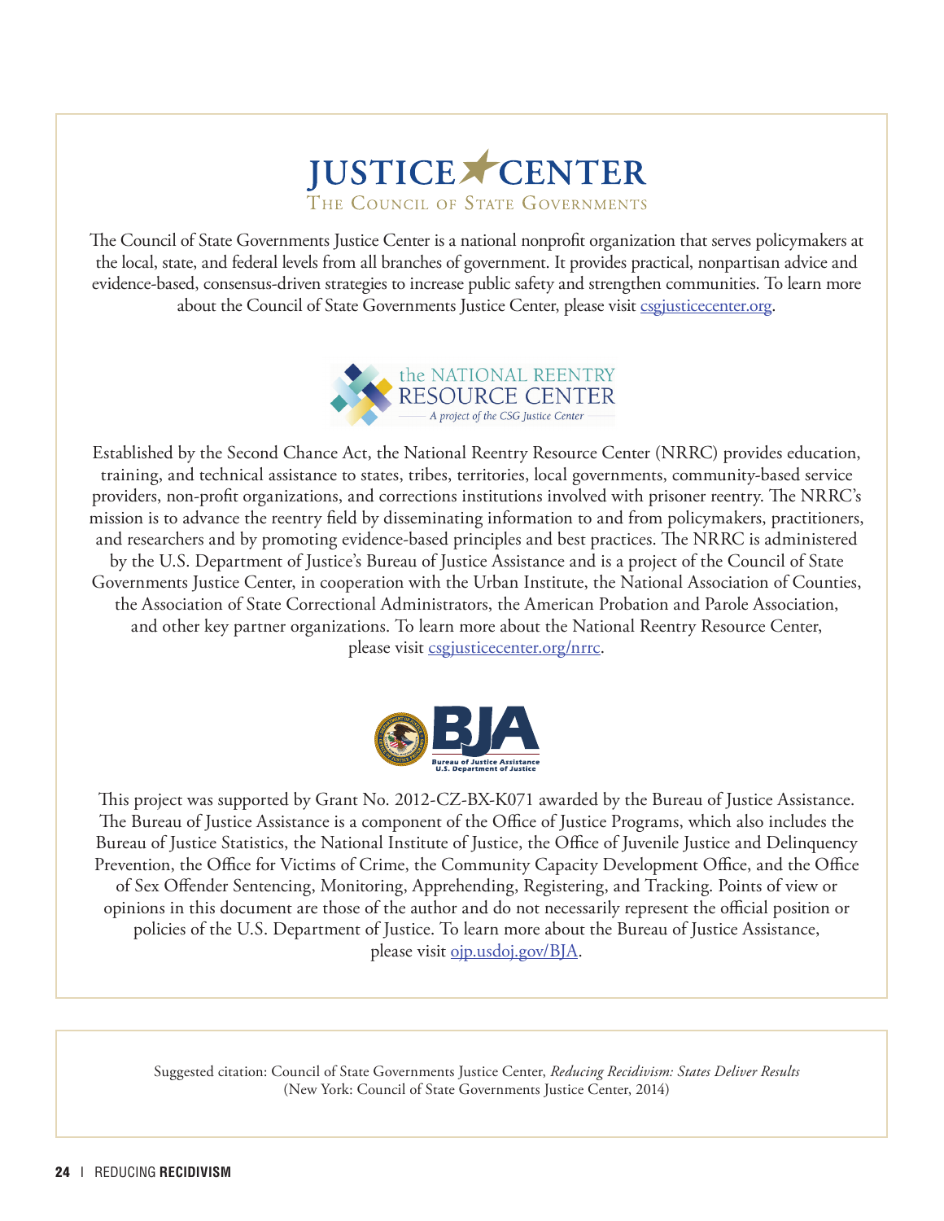JUSTICE CENTER

THE COUNCIL OF STATE GOVERNMENTS

The Council of State Governments Justice Center is a national nonprofit organization that serves policymakers at the local, state, and federal levels from all branches of government. It provides practical, nonpartisan advice and evidence-based, consensus-driven strategies to increase public safety and strengthen communities. To learn more about the Council of State Governments Justice Center, please visit csgjusticecenter.org.

the NATIONAL REENTRY RESOURCE CENTER

A project of the CSG Justice Center

Established by the Second Chance Act, the National Reentry Resource Center (NRRC) provides education, training, and technical assistance to states, tribes, territories, local governments, community-based service providers, non-profit organizations, and corrections institutions involved with prisoner reentry. The NRRC's mission is to advance the reentry field by disseminating information to and from policymakers, practitioners, and researchers and by promoting evidence-based principles and best practices. The NRRC is administered by the U.S. Department of Justice's Bureau of Justice Assistance and is a project of the Council of State Governments Justice Center, in cooperation with the Urban Institute, the National Association of Counties, the Association of State Correctional Administrators, the American Probation and Parole Association, and other key partner organizations. To learn more about the National Reentry Resource Center, please visit csgjusticecenter.org/nrrc.

BJA

Bureau of Justice Assistance
U.S. Department of Justice

This project was supported by Grant No. 2012-CZ-BX-K071 awarded by the Bureau of Justice Assistance. The Bureau of Justice Assistance is a component of the Office of Justice Programs, which also includes the Bureau of Justice Statistics, the National Institute of Justice, the Office of Juvenile Justice and Delinquency Prevention, the Office for Victims of Crime, the Community Capacity Development Office, and the Office of Sex Offender Sentencing, Monitoring, Apprehending, Registering, and Tracking. Points of view or opinions in this document are those of the author and do not necessarily represent the official position or policies of the U.S. Department of Justice. To learn more about the Bureau of Justice Assistance, please visit ojp.usdoj.gov/BJA.

Suggested citation: Council of State Governments Justice Center, *Reducing Recidivism: States Deliver Results* (New York: Council of State Governments Justice Center, 2014)